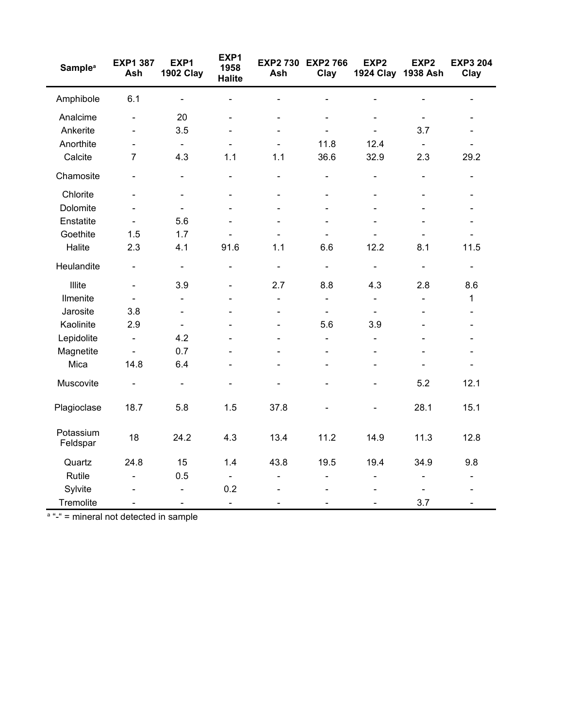| Sample[a] | EXP1 387 Ash | EXP1 1902 Clay | EXP1 1958 Halite | EXP2 730 Ash | EXP2 766 Clay | EXP2 1924 Clay | EXP2 1938 Ash | EXP3 204 Clay |
|---|---|---|---|---|---|---|---|---|
| Amphibole | 6.1 | - | - | - | - | - | - | - |
| Analcime | - | 20 | - | - | - | - | - | - |
| Ankerite | - | 3.5 | - | - | - | - | 3.7 | - |
| Anorthite | - | - | - | - | 11.8 | 12.4 | - | - |
| Calcite | 7 | 4.3 | 1.1 | 1.1 | 36.6 | 32.9 | 2.3 | 29.2 |
| Chamosite | - | - | - | - | - | - | - | - |
| Chlorite | - | - | - | - | - | - | - | - |
| Dolomite | - | - | - | - | - | - | - | - |
| Enstatite | - | 5.6 | - | - | - | - | - | - |
| Goethite | 1.5 | 1.7 | - | - | - | - | - | - |
| Halite | 2.3 | 4.1 | 91.6 | 1.1 | 6.6 | 12.2 | 8.1 | 11.5 |
| Heulandite | - | - | - | - | - | - | - | - |
| Illite | - | 3.9 | - | 2.7 | 8.8 | 4.3 | 2.8 | 8.6 |
| Ilmenite | - | - | - | - | - | - | - | 1 |
| Jarosite | 3.8 | - | - | - | - | - | - | - |
| Kaolinite | 2.9 | - | - | - | 5.6 | 3.9 | - | - |
| Lepidolite | - | 4.2 | - | - | - | - | - | - |
| Magnetite | - | 0.7 | - | - | - | - | - | - |
| Mica | 14.8 | 6.4 | - | - | - | - | - | - |
| Muscovite | - | - | - | - | - | - | 5.2 | 12.1 |
| Plagioclase | 18.7 | 5.8 | 1.5 | 37.8 | - | - | 28.1 | 15.1 |
| Potassium Feldspar | 18 | 24.2 | 4.3 | 13.4 | 11.2 | 14.9 | 11.3 | 12.8 |
| Quartz | 24.8 | 15 | 1.4 | 43.8 | 19.5 | 19.4 | 34.9 | 9.8 |
| Rutile | - | 0.5 | - | - | - | - | - | - |
| Sylvite | - | - | 0.2 | - | - | - | - | - |
| Tremolite | - | - | - | - | - | - | 3.7 | - |

[a] "-" = mineral not detected in sample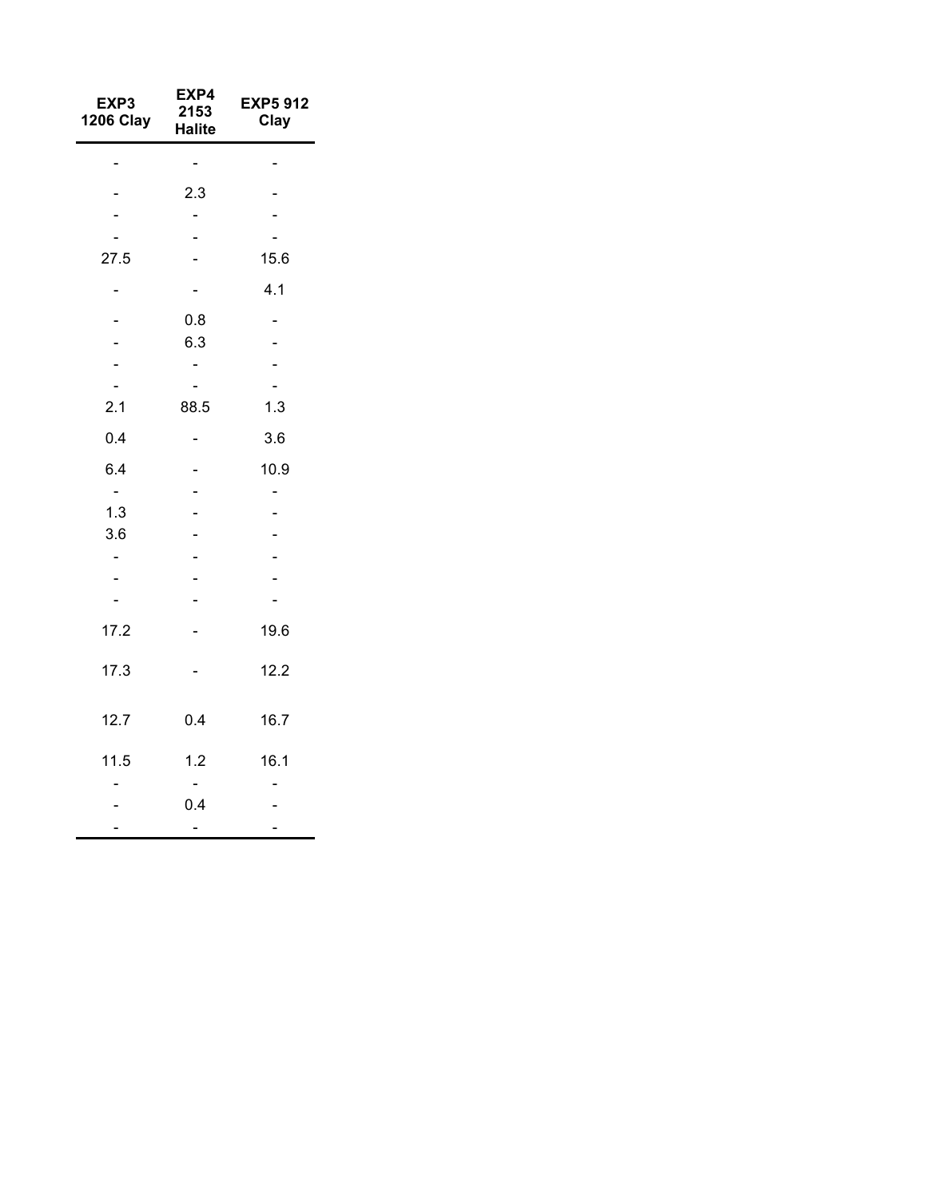| EXP3 1206 Clay | EXP4 2153 Halite | EXP5 912 Clay |
|---|---|---|
| - | - | - |
| - | 2.3 | - |
| - | - | - |
| - | - | - |
| 27.5 | - | 15.6 |
| - | - | 4.1 |
| - | 0.8 | - |
| - | 6.3 | - |
| - | - | - |
| - | - | - |
| 2.1 | 88.5 | 1.3 |
| 0.4 | - | 3.6 |
| 6.4 | - | 10.9 |
| - | - | - |
| 1.3 | - | - |
| 3.6 | - | - |
| - | - | - |
| - | - | - |
| - | - | - |
| 17.2 | - | 19.6 |
| 17.3 | - | 12.2 |
| 12.7 | 0.4 | 16.7 |
| 11.5 | 1.2 | 16.1 |
| - | - | - |
| - | 0.4 | - |
| - | - | - |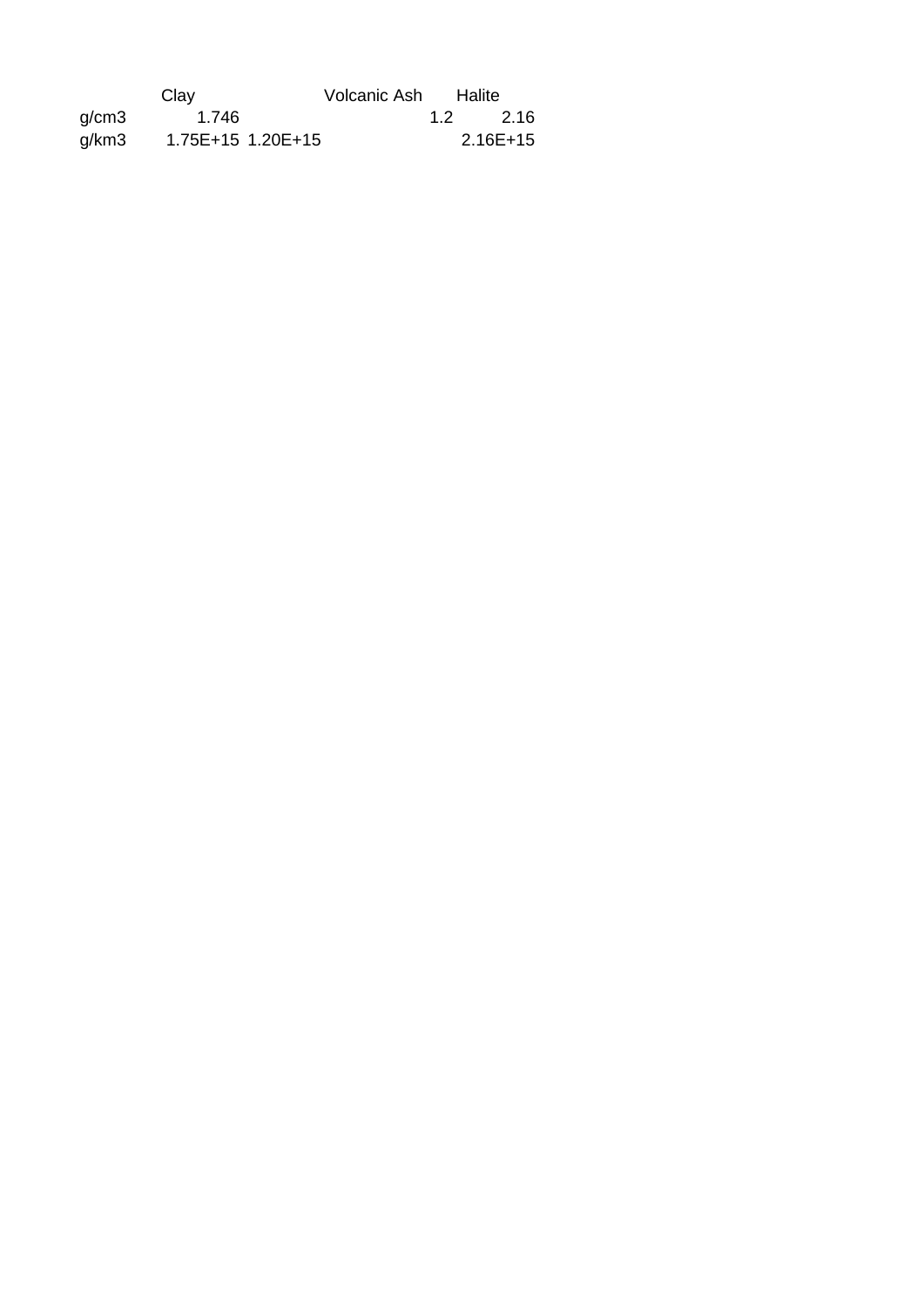| | Clay | | Volcanic Ash | | Halite |
|---|---|---|---|---|---|
| g/cm3 | 1.746 | | | 1.2 | 2.16 |
| g/km3 | 1.75E+15 | 1.20E+15 | | | 2.16E+15 |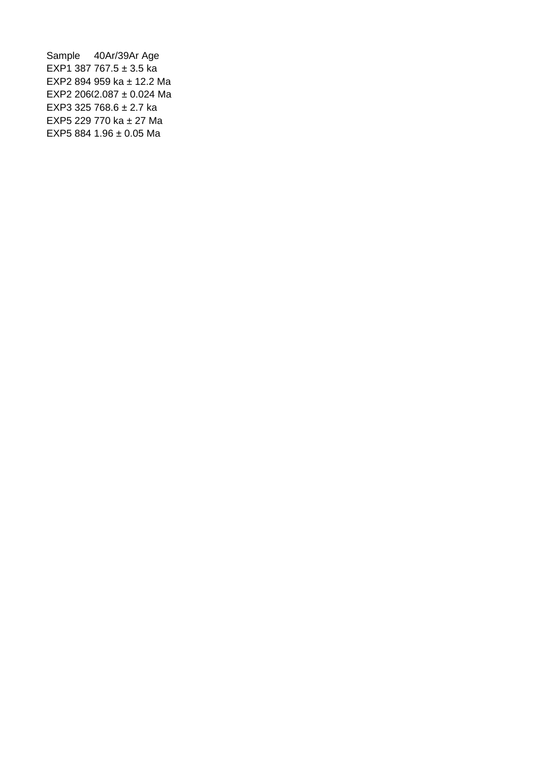| Sample | 40Ar/39Ar Age |
| --- | --- |
| EXP1 387 | 767.5 ± 3.5 ka |
| EXP2 894 | 959 ka ± 12.2 Ma |
| EXP2 206( | 2.087 ± 0.024 Ma |
| EXP3 325 | 768.6 ± 2.7 ka |
| EXP5 229 | 770 ka ± 27 Ma |
| EXP5 884 | 1.96 ± 0.05 Ma |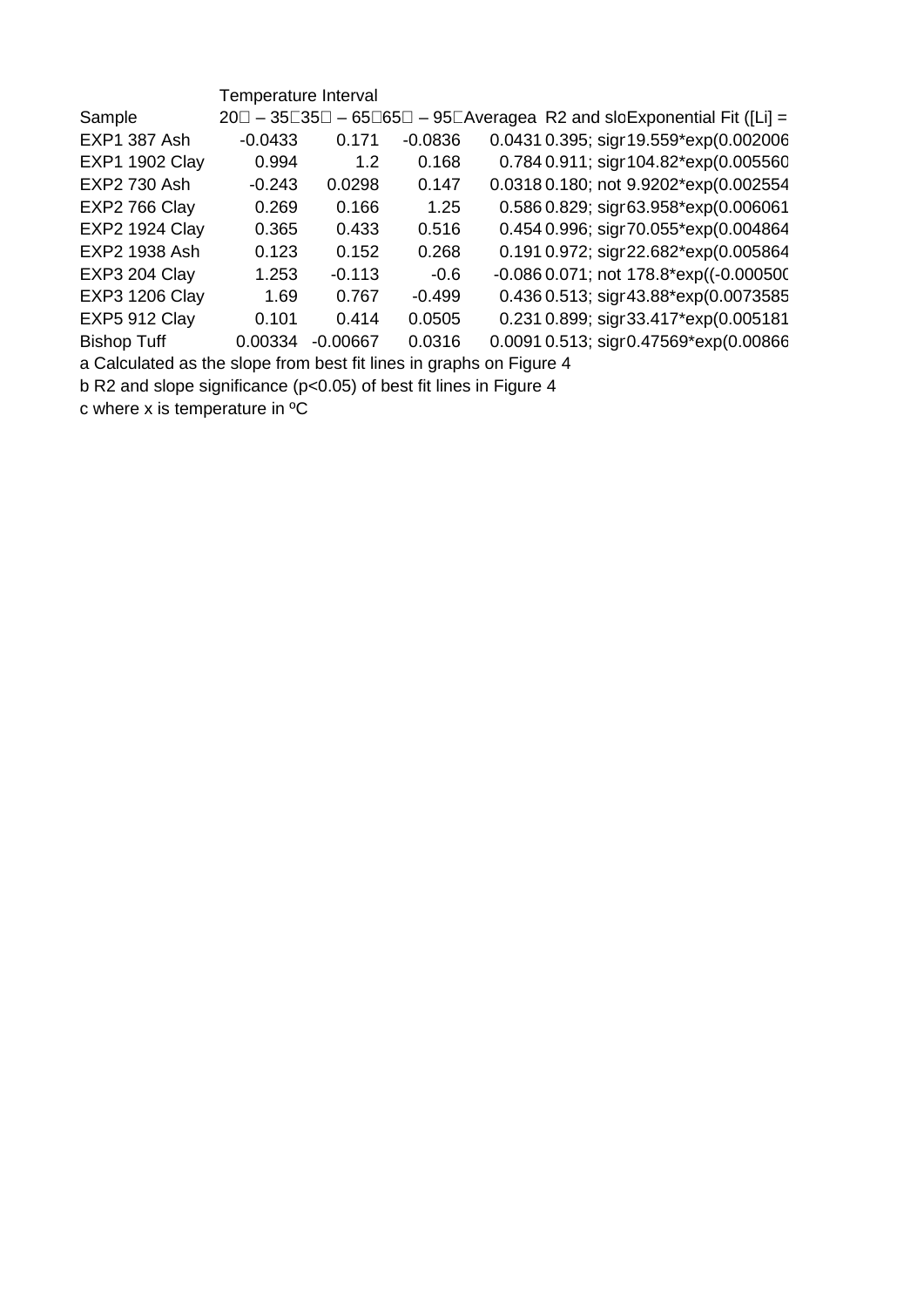| Sample | Temperature Interval | | | Averagea | R2 and slo | Exponential Fit ([Li] = |
|---|---|---|---|---|---|---|
| | 20 – 35 | 35 – 65 | 65 – 95 | | | |
| EXP1 387 Ash | -0.0433 | 0.171 | -0.0836 | 0.0431 | 0.395; sigr | 19.559*exp(0.002006 |
| EXP1 1902 Clay | 0.994 | 1.2 | 0.168 | 0.784 | 0.911; sigr | 104.82*exp(0.005560 |
| EXP2 730 Ash | -0.243 | 0.0298 | 0.147 | 0.0318 | 0.180; not | 9.9202*exp(0.002554 |
| EXP2 766 Clay | 0.269 | 0.166 | 1.25 | 0.586 | 0.829; sigr | 63.958*exp(0.006061 |
| EXP2 1924 Clay | 0.365 | 0.433 | 0.516 | 0.454 | 0.996; sigr | 70.055*exp(0.004864 |
| EXP2 1938 Ash | 0.123 | 0.152 | 0.268 | 0.191 | 0.972; sigr | 22.682*exp(0.005864 |
| EXP3 204 Clay | 1.253 | -0.113 | -0.6 | -0.086 | 0.071; not | 178.8*exp((-0.000500 |
| EXP3 1206 Clay | 1.69 | 0.767 | -0.499 | 0.436 | 0.513; sigr | 43.88*exp(0.0073585 |
| EXP5 912 Clay | 0.101 | 0.414 | 0.0505 | 0.231 | 0.899; sigr | 33.417*exp(0.005181 |
| Bishop Tuff | 0.00334 | -0.00667 | 0.0316 | 0.0091 | 0.513; sigr | 0.47569*exp(0.00866 |

a Calculated as the slope from best fit lines in graphs on Figure 4

b R2 and slope significance ($p<0.05$) of best fit lines in Figure 4

c where x is temperature in ºC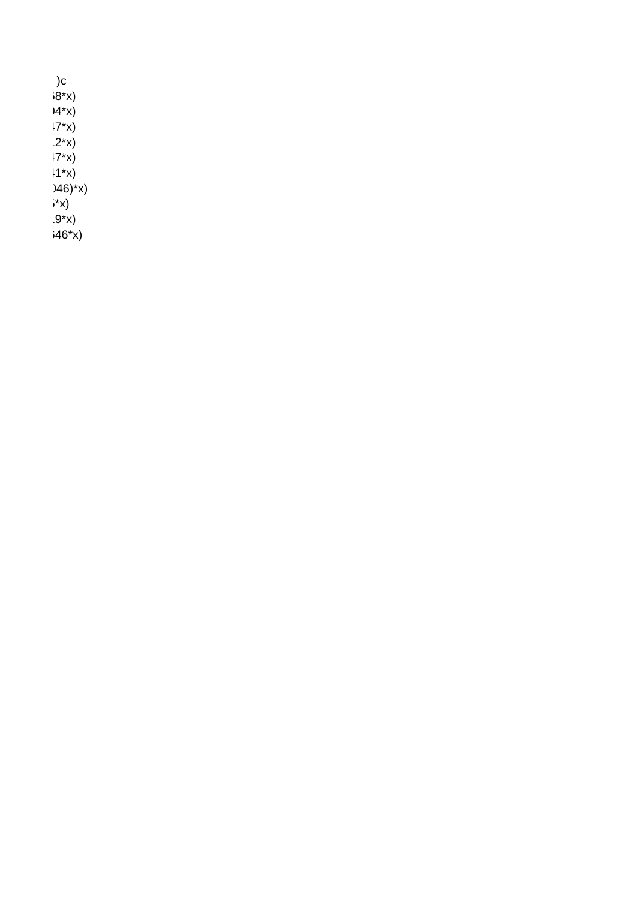)c
8*x)
4*x)
7*x)
2*x)
7*x)
1*x)
)46)*x)
*x)
9*x)
46*x)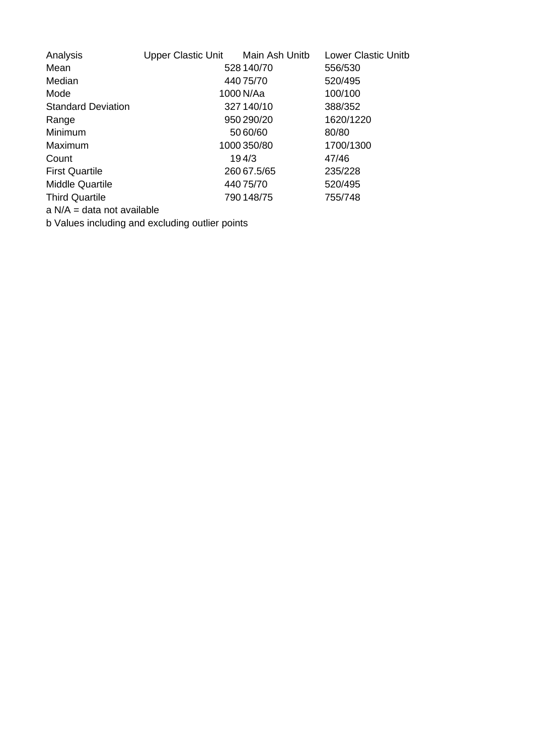| Analysis | Upper Clastic Unit | Main Ash Unit[b] | Lower Clastic Unit[b] |
|---|---|---|---|
| Mean | 528 | 140/70 | 556/530 |
| Median | 440 | 75/70 | 520/495 |
| Mode | 1000 | N/A[a] | 100/100 |
| Standard Deviation | 327 | 140/10 | 388/352 |
| Range | 950 | 290/20 | 1620/1220 |
| Minimum | 50 | 60/60 | 80/80 |
| Maximum | 1000 | 350/80 | 1700/1300 |
| Count | 19 | 4/3 | 47/46 |
| First Quartile | 260 | 67.5/65 | 235/228 |
| Middle Quartile | 440 | 75/70 | 520/495 |
| Third Quartile | 790 | 148/75 | 755/748 |

a N/A = data not available

b Values including and excluding outlier points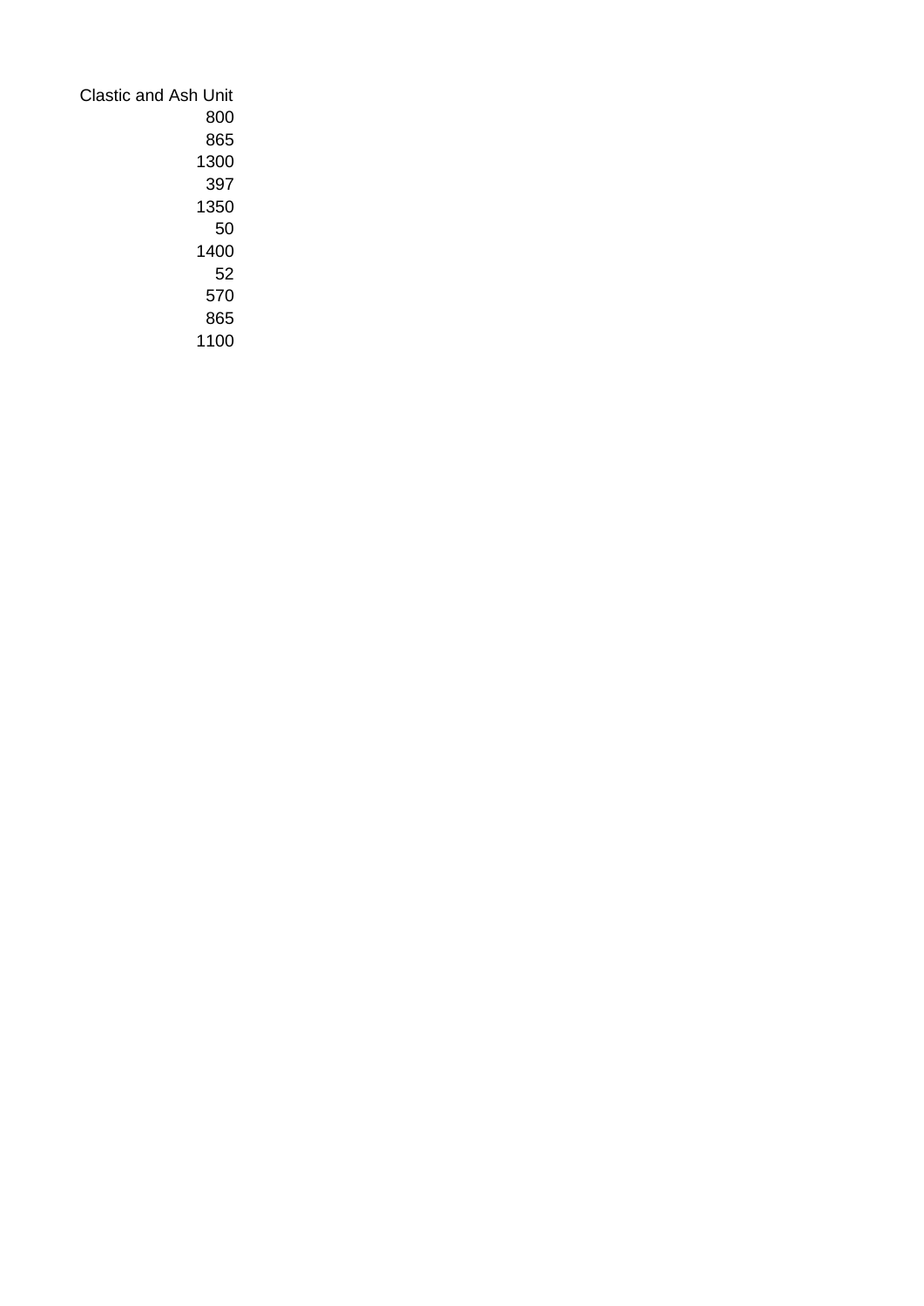| Clastic and Ash Unit |
|---:|
| 800 |
| 865 |
| 1300 |
| 397 |
| 1350 |
| 50 |
| 1400 |
| 52 |
| 570 |
| 865 |
| 1100 |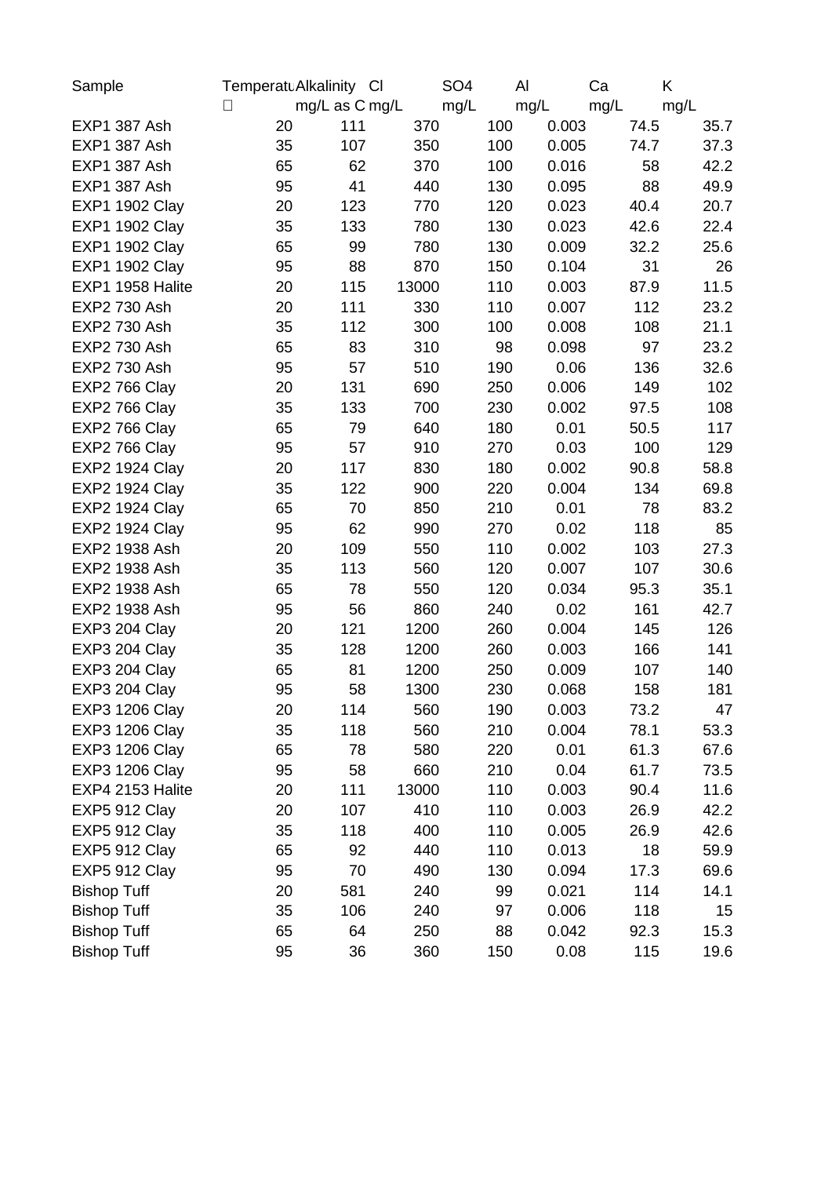| Sample | Temperatu | Alkalinity | Cl | SO4 | Al | Ca | K |
|---|---|---|---|---|---|---|---|
| | □ | mg/L as C | mg/L | mg/L | mg/L | mg/L | mg/L |
| EXP1 387 Ash | 20 | 111 | 370 | 100 | 0.003 | 74.5 | 35.7 |
| EXP1 387 Ash | 35 | 107 | 350 | 100 | 0.005 | 74.7 | 37.3 |
| EXP1 387 Ash | 65 | 62 | 370 | 100 | 0.016 | 58 | 42.2 |
| EXP1 387 Ash | 95 | 41 | 440 | 130 | 0.095 | 88 | 49.9 |
| EXP1 1902 Clay | 20 | 123 | 770 | 120 | 0.023 | 40.4 | 20.7 |
| EXP1 1902 Clay | 35 | 133 | 780 | 130 | 0.023 | 42.6 | 22.4 |
| EXP1 1902 Clay | 65 | 99 | 780 | 130 | 0.009 | 32.2 | 25.6 |
| EXP1 1902 Clay | 95 | 88 | 870 | 150 | 0.104 | 31 | 26 |
| EXP1 1958 Halite | 20 | 115 | 13000 | 110 | 0.003 | 87.9 | 11.5 |
| EXP2 730 Ash | 20 | 111 | 330 | 110 | 0.007 | 112 | 23.2 |
| EXP2 730 Ash | 35 | 112 | 300 | 100 | 0.008 | 108 | 21.1 |
| EXP2 730 Ash | 65 | 83 | 310 | 98 | 0.098 | 97 | 23.2 |
| EXP2 730 Ash | 95 | 57 | 510 | 190 | 0.06 | 136 | 32.6 |
| EXP2 766 Clay | 20 | 131 | 690 | 250 | 0.006 | 149 | 102 |
| EXP2 766 Clay | 35 | 133 | 700 | 230 | 0.002 | 97.5 | 108 |
| EXP2 766 Clay | 65 | 79 | 640 | 180 | 0.01 | 50.5 | 117 |
| EXP2 766 Clay | 95 | 57 | 910 | 270 | 0.03 | 100 | 129 |
| EXP2 1924 Clay | 20 | 117 | 830 | 180 | 0.002 | 90.8 | 58.8 |
| EXP2 1924 Clay | 35 | 122 | 900 | 220 | 0.004 | 134 | 69.8 |
| EXP2 1924 Clay | 65 | 70 | 850 | 210 | 0.01 | 78 | 83.2 |
| EXP2 1924 Clay | 95 | 62 | 990 | 270 | 0.02 | 118 | 85 |
| EXP2 1938 Ash | 20 | 109 | 550 | 110 | 0.002 | 103 | 27.3 |
| EXP2 1938 Ash | 35 | 113 | 560 | 120 | 0.007 | 107 | 30.6 |
| EXP2 1938 Ash | 65 | 78 | 550 | 120 | 0.034 | 95.3 | 35.1 |
| EXP2 1938 Ash | 95 | 56 | 860 | 240 | 0.02 | 161 | 42.7 |
| EXP3 204 Clay | 20 | 121 | 1200 | 260 | 0.004 | 145 | 126 |
| EXP3 204 Clay | 35 | 128 | 1200 | 260 | 0.003 | 166 | 141 |
| EXP3 204 Clay | 65 | 81 | 1200 | 250 | 0.009 | 107 | 140 |
| EXP3 204 Clay | 95 | 58 | 1300 | 230 | 0.068 | 158 | 181 |
| EXP3 1206 Clay | 20 | 114 | 560 | 190 | 0.003 | 73.2 | 47 |
| EXP3 1206 Clay | 35 | 118 | 560 | 210 | 0.004 | 78.1 | 53.3 |
| EXP3 1206 Clay | 65 | 78 | 580 | 220 | 0.01 | 61.3 | 67.6 |
| EXP3 1206 Clay | 95 | 58 | 660 | 210 | 0.04 | 61.7 | 73.5 |
| EXP4 2153 Halite | 20 | 111 | 13000 | 110 | 0.003 | 90.4 | 11.6 |
| EXP5 912 Clay | 20 | 107 | 410 | 110 | 0.003 | 26.9 | 42.2 |
| EXP5 912 Clay | 35 | 118 | 400 | 110 | 0.005 | 26.9 | 42.6 |
| EXP5 912 Clay | 65 | 92 | 440 | 110 | 0.013 | 18 | 59.9 |
| EXP5 912 Clay | 95 | 70 | 490 | 130 | 0.094 | 17.3 | 69.6 |
| Bishop Tuff | 20 | 581 | 240 | 99 | 0.021 | 114 | 14.1 |
| Bishop Tuff | 35 | 106 | 240 | 97 | 0.006 | 118 | 15 |
| Bishop Tuff | 65 | 64 | 250 | 88 | 0.042 | 92.3 | 15.3 |
| Bishop Tuff | 95 | 36 | 360 | 150 | 0.08 | 115 | 19.6 |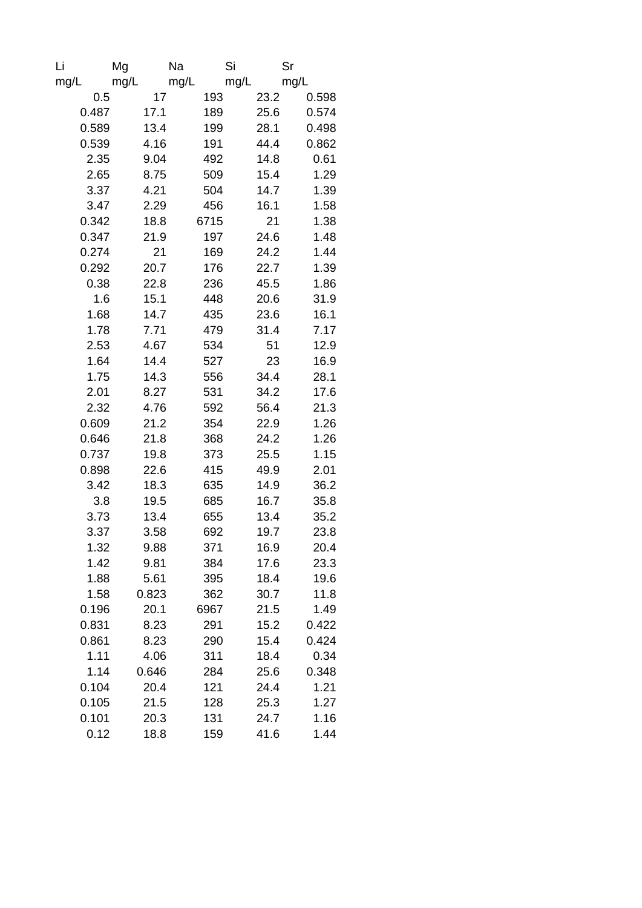| Li | Mg | Na | Si | Sr |
|---|---|---|---|---|
| mg/L | mg/L | mg/L | mg/L | mg/L |
| 0.5 | 17 | 193 | 23.2 | 0.598 |
| 0.487 | 17.1 | 189 | 25.6 | 0.574 |
| 0.589 | 13.4 | 199 | 28.1 | 0.498 |
| 0.539 | 4.16 | 191 | 44.4 | 0.862 |
| 2.35 | 9.04 | 492 | 14.8 | 0.61 |
| 2.65 | 8.75 | 509 | 15.4 | 1.29 |
| 3.37 | 4.21 | 504 | 14.7 | 1.39 |
| 3.47 | 2.29 | 456 | 16.1 | 1.58 |
| 0.342 | 18.8 | 6715 | 21 | 1.38 |
| 0.347 | 21.9 | 197 | 24.6 | 1.48 |
| 0.274 | 21 | 169 | 24.2 | 1.44 |
| 0.292 | 20.7 | 176 | 22.7 | 1.39 |
| 0.38 | 22.8 | 236 | 45.5 | 1.86 |
| 1.6 | 15.1 | 448 | 20.6 | 31.9 |
| 1.68 | 14.7 | 435 | 23.6 | 16.1 |
| 1.78 | 7.71 | 479 | 31.4 | 7.17 |
| 2.53 | 4.67 | 534 | 51 | 12.9 |
| 1.64 | 14.4 | 527 | 23 | 16.9 |
| 1.75 | 14.3 | 556 | 34.4 | 28.1 |
| 2.01 | 8.27 | 531 | 34.2 | 17.6 |
| 2.32 | 4.76 | 592 | 56.4 | 21.3 |
| 0.609 | 21.2 | 354 | 22.9 | 1.26 |
| 0.646 | 21.8 | 368 | 24.2 | 1.26 |
| 0.737 | 19.8 | 373 | 25.5 | 1.15 |
| 0.898 | 22.6 | 415 | 49.9 | 2.01 |
| 3.42 | 18.3 | 635 | 14.9 | 36.2 |
| 3.8 | 19.5 | 685 | 16.7 | 35.8 |
| 3.73 | 13.4 | 655 | 13.4 | 35.2 |
| 3.37 | 3.58 | 692 | 19.7 | 23.8 |
| 1.32 | 9.88 | 371 | 16.9 | 20.4 |
| 1.42 | 9.81 | 384 | 17.6 | 23.3 |
| 1.88 | 5.61 | 395 | 18.4 | 19.6 |
| 1.58 | 0.823 | 362 | 30.7 | 11.8 |
| 0.196 | 20.1 | 6967 | 21.5 | 1.49 |
| 0.831 | 8.23 | 291 | 15.2 | 0.422 |
| 0.861 | 8.23 | 290 | 15.4 | 0.424 |
| 1.11 | 4.06 | 311 | 18.4 | 0.34 |
| 1.14 | 0.646 | 284 | 25.6 | 0.348 |
| 0.104 | 20.4 | 121 | 24.4 | 1.21 |
| 0.105 | 21.5 | 128 | 25.3 | 1.27 |
| 0.101 | 20.3 | 131 | 24.7 | 1.16 |
| 0.12 | 18.8 | 159 | 41.6 | 1.44 |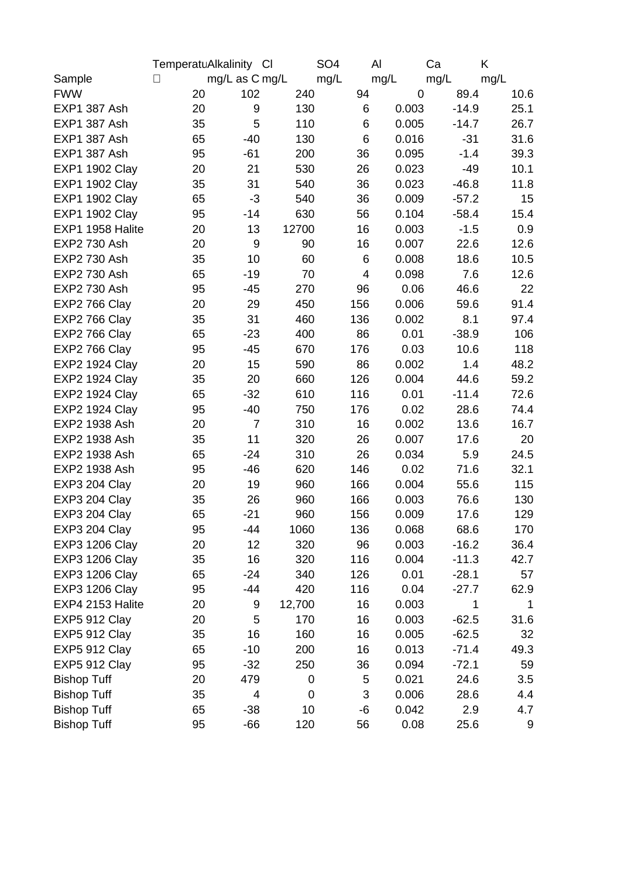| Sample | Temperatu | Alkalinity mg/L as C | Cl mg/L | SO4 mg/L | Al mg/L | Ca mg/L | K mg/L |
|---|---|---|---|---|---|---|---|
| FWW | 20 | 102 | 240 | 94 | 0 | 89.4 | 10.6 |
| EXP1 387 Ash | 20 | 9 | 130 | 6 | 0.003 | -14.9 | 25.1 |
| EXP1 387 Ash | 35 | 5 | 110 | 6 | 0.005 | -14.7 | 26.7 |
| EXP1 387 Ash | 65 | -40 | 130 | 6 | 0.016 | -31 | 31.6 |
| EXP1 387 Ash | 95 | -61 | 200 | 36 | 0.095 | -1.4 | 39.3 |
| EXP1 1902 Clay | 20 | 21 | 530 | 26 | 0.023 | -49 | 10.1 |
| EXP1 1902 Clay | 35 | 31 | 540 | 36 | 0.023 | -46.8 | 11.8 |
| EXP1 1902 Clay | 65 | -3 | 540 | 36 | 0.009 | -57.2 | 15 |
| EXP1 1902 Clay | 95 | -14 | 630 | 56 | 0.104 | -58.4 | 15.4 |
| EXP1 1958 Halite | 20 | 13 | 12700 | 16 | 0.003 | -1.5 | 0.9 |
| EXP2 730 Ash | 20 | 9 | 90 | 16 | 0.007 | 22.6 | 12.6 |
| EXP2 730 Ash | 35 | 10 | 60 | 6 | 0.008 | 18.6 | 10.5 |
| EXP2 730 Ash | 65 | -19 | 70 | 4 | 0.098 | 7.6 | 12.6 |
| EXP2 730 Ash | 95 | -45 | 270 | 96 | 0.06 | 46.6 | 22 |
| EXP2 766 Clay | 20 | 29 | 450 | 156 | 0.006 | 59.6 | 91.4 |
| EXP2 766 Clay | 35 | 31 | 460 | 136 | 0.002 | 8.1 | 97.4 |
| EXP2 766 Clay | 65 | -23 | 400 | 86 | 0.01 | -38.9 | 106 |
| EXP2 766 Clay | 95 | -45 | 670 | 176 | 0.03 | 10.6 | 118 |
| EXP2 1924 Clay | 20 | 15 | 590 | 86 | 0.002 | 1.4 | 48.2 |
| EXP2 1924 Clay | 35 | 20 | 660 | 126 | 0.004 | 44.6 | 59.2 |
| EXP2 1924 Clay | 65 | -32 | 610 | 116 | 0.01 | -11.4 | 72.6 |
| EXP2 1924 Clay | 95 | -40 | 750 | 176 | 0.02 | 28.6 | 74.4 |
| EXP2 1938 Ash | 20 | 7 | 310 | 16 | 0.002 | 13.6 | 16.7 |
| EXP2 1938 Ash | 35 | 11 | 320 | 26 | 0.007 | 17.6 | 20 |
| EXP2 1938 Ash | 65 | -24 | 310 | 26 | 0.034 | 5.9 | 24.5 |
| EXP2 1938 Ash | 95 | -46 | 620 | 146 | 0.02 | 71.6 | 32.1 |
| EXP3 204 Clay | 20 | 19 | 960 | 166 | 0.004 | 55.6 | 115 |
| EXP3 204 Clay | 35 | 26 | 960 | 166 | 0.003 | 76.6 | 130 |
| EXP3 204 Clay | 65 | -21 | 960 | 156 | 0.009 | 17.6 | 129 |
| EXP3 204 Clay | 95 | -44 | 1060 | 136 | 0.068 | 68.6 | 170 |
| EXP3 1206 Clay | 20 | 12 | 320 | 96 | 0.003 | -16.2 | 36.4 |
| EXP3 1206 Clay | 35 | 16 | 320 | 116 | 0.004 | -11.3 | 42.7 |
| EXP3 1206 Clay | 65 | -24 | 340 | 126 | 0.01 | -28.1 | 57 |
| EXP3 1206 Clay | 95 | -44 | 420 | 116 | 0.04 | -27.7 | 62.9 |
| EXP4 2153 Halite | 20 | 9 | 12,700 | 16 | 0.003 | 1 | 1 |
| EXP5 912 Clay | 20 | 5 | 170 | 16 | 0.003 | -62.5 | 31.6 |
| EXP5 912 Clay | 35 | 16 | 160 | 16 | 0.005 | -62.5 | 32 |
| EXP5 912 Clay | 65 | -10 | 200 | 16 | 0.013 | -71.4 | 49.3 |
| EXP5 912 Clay | 95 | -32 | 250 | 36 | 0.094 | -72.1 | 59 |
| Bishop Tuff | 20 | 479 | 0 | 5 | 0.021 | 24.6 | 3.5 |
| Bishop Tuff | 35 | 4 | 0 | 3 | 0.006 | 28.6 | 4.4 |
| Bishop Tuff | 65 | -38 | 10 | -6 | 0.042 | 2.9 | 4.7 |
| Bishop Tuff | 95 | -66 | 120 | 56 | 0.08 | 25.6 | 9 |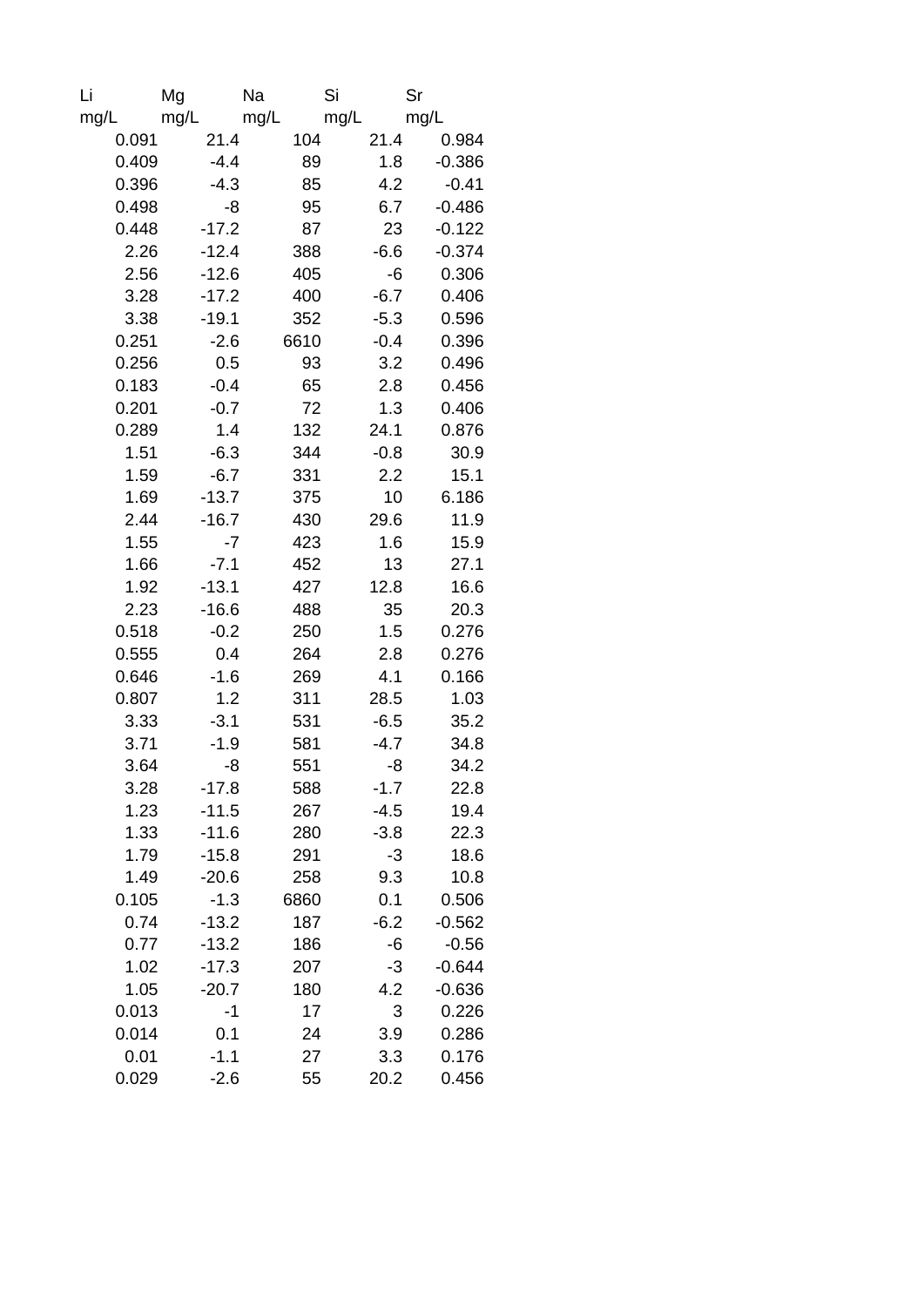| Li | Mg | Na | Si | Sr |
|---|---|---|---|---|
| mg/L | mg/L | mg/L | mg/L | mg/L |
| 0.091 | 21.4 | 104 | 21.4 | 0.984 |
| 0.409 | -4.4 | 89 | 1.8 | -0.386 |
| 0.396 | -4.3 | 85 | 4.2 | -0.41 |
| 0.498 | -8 | 95 | 6.7 | -0.486 |
| 0.448 | -17.2 | 87 | 23 | -0.122 |
| 2.26 | -12.4 | 388 | -6.6 | -0.374 |
| 2.56 | -12.6 | 405 | -6 | 0.306 |
| 3.28 | -17.2 | 400 | -6.7 | 0.406 |
| 3.38 | -19.1 | 352 | -5.3 | 0.596 |
| 0.251 | -2.6 | 6610 | -0.4 | 0.396 |
| 0.256 | 0.5 | 93 | 3.2 | 0.496 |
| 0.183 | -0.4 | 65 | 2.8 | 0.456 |
| 0.201 | -0.7 | 72 | 1.3 | 0.406 |
| 0.289 | 1.4 | 132 | 24.1 | 0.876 |
| 1.51 | -6.3 | 344 | -0.8 | 30.9 |
| 1.59 | -6.7 | 331 | 2.2 | 15.1 |
| 1.69 | -13.7 | 375 | 10 | 6.186 |
| 2.44 | -16.7 | 430 | 29.6 | 11.9 |
| 1.55 | -7 | 423 | 1.6 | 15.9 |
| 1.66 | -7.1 | 452 | 13 | 27.1 |
| 1.92 | -13.1 | 427 | 12.8 | 16.6 |
| 2.23 | -16.6 | 488 | 35 | 20.3 |
| 0.518 | -0.2 | 250 | 1.5 | 0.276 |
| 0.555 | 0.4 | 264 | 2.8 | 0.276 |
| 0.646 | -1.6 | 269 | 4.1 | 0.166 |
| 0.807 | 1.2 | 311 | 28.5 | 1.03 |
| 3.33 | -3.1 | 531 | -6.5 | 35.2 |
| 3.71 | -1.9 | 581 | -4.7 | 34.8 |
| 3.64 | -8 | 551 | -8 | 34.2 |
| 3.28 | -17.8 | 588 | -1.7 | 22.8 |
| 1.23 | -11.5 | 267 | -4.5 | 19.4 |
| 1.33 | -11.6 | 280 | -3.8 | 22.3 |
| 1.79 | -15.8 | 291 | -3 | 18.6 |
| 1.49 | -20.6 | 258 | 9.3 | 10.8 |
| 0.105 | -1.3 | 6860 | 0.1 | 0.506 |
| 0.74 | -13.2 | 187 | -6.2 | -0.562 |
| 0.77 | -13.2 | 186 | -6 | -0.56 |
| 1.02 | -17.3 | 207 | -3 | -0.644 |
| 1.05 | -20.7 | 180 | 4.2 | -0.636 |
| 0.013 | -1 | 17 | 3 | 0.226 |
| 0.014 | 0.1 | 24 | 3.9 | 0.286 |
| 0.01 | -1.1 | 27 | 3.3 | 0.176 |
| 0.029 | -2.6 | 55 | 20.2 | 0.456 |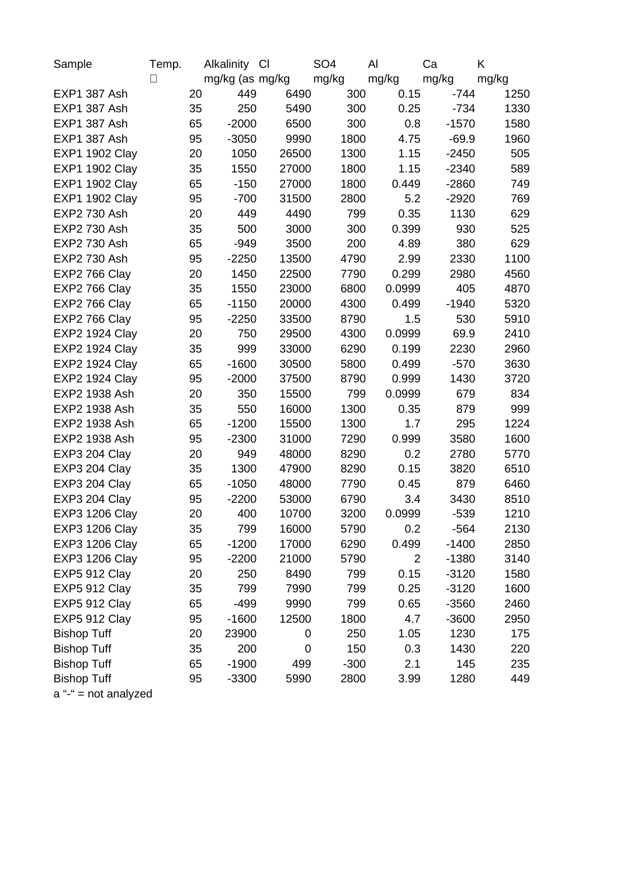| Sample | Temp. | Alkalinity | Cl | SO4 | Al | Ca | K |
|---|---|---|---|---|---|---|---|
| | □ | mg/kg (as | mg/kg | mg/kg | mg/kg | mg/kg | mg/kg |
| EXP1 387 Ash | 20 | 449 | 6490 | 300 | 0.15 | -744 | 1250 |
| EXP1 387 Ash | 35 | 250 | 5490 | 300 | 0.25 | -734 | 1330 |
| EXP1 387 Ash | 65 | -2000 | 6500 | 300 | 0.8 | -1570 | 1580 |
| EXP1 387 Ash | 95 | -3050 | 9990 | 1800 | 4.75 | -69.9 | 1960 |
| EXP1 1902 Clay | 20 | 1050 | 26500 | 1300 | 1.15 | -2450 | 505 |
| EXP1 1902 Clay | 35 | 1550 | 27000 | 1800 | 1.15 | -2340 | 589 |
| EXP1 1902 Clay | 65 | -150 | 27000 | 1800 | 0.449 | -2860 | 749 |
| EXP1 1902 Clay | 95 | -700 | 31500 | 2800 | 5.2 | -2920 | 769 |
| EXP2 730 Ash | 20 | 449 | 4490 | 799 | 0.35 | 1130 | 629 |
| EXP2 730 Ash | 35 | 500 | 3000 | 300 | 0.399 | 930 | 525 |
| EXP2 730 Ash | 65 | -949 | 3500 | 200 | 4.89 | 380 | 629 |
| EXP2 730 Ash | 95 | -2250 | 13500 | 4790 | 2.99 | 2330 | 1100 |
| EXP2 766 Clay | 20 | 1450 | 22500 | 7790 | 0.299 | 2980 | 4560 |
| EXP2 766 Clay | 35 | 1550 | 23000 | 6800 | 0.0999 | 405 | 4870 |
| EXP2 766 Clay | 65 | -1150 | 20000 | 4300 | 0.499 | -1940 | 5320 |
| EXP2 766 Clay | 95 | -2250 | 33500 | 8790 | 1.5 | 530 | 5910 |
| EXP2 1924 Clay | 20 | 750 | 29500 | 4300 | 0.0999 | 69.9 | 2410 |
| EXP2 1924 Clay | 35 | 999 | 33000 | 6290 | 0.199 | 2230 | 2960 |
| EXP2 1924 Clay | 65 | -1600 | 30500 | 5800 | 0.499 | -570 | 3630 |
| EXP2 1924 Clay | 95 | -2000 | 37500 | 8790 | 0.999 | 1430 | 3720 |
| EXP2 1938 Ash | 20 | 350 | 15500 | 799 | 0.0999 | 679 | 834 |
| EXP2 1938 Ash | 35 | 550 | 16000 | 1300 | 0.35 | 879 | 999 |
| EXP2 1938 Ash | 65 | -1200 | 15500 | 1300 | 1.7 | 295 | 1224 |
| EXP2 1938 Ash | 95 | -2300 | 31000 | 7290 | 0.999 | 3580 | 1600 |
| EXP3 204 Clay | 20 | 949 | 48000 | 8290 | 0.2 | 2780 | 5770 |
| EXP3 204 Clay | 35 | 1300 | 47900 | 8290 | 0.15 | 3820 | 6510 |
| EXP3 204 Clay | 65 | -1050 | 48000 | 7790 | 0.45 | 879 | 6460 |
| EXP3 204 Clay | 95 | -2200 | 53000 | 6790 | 3.4 | 3430 | 8510 |
| EXP3 1206 Clay | 20 | 400 | 10700 | 3200 | 0.0999 | -539 | 1210 |
| EXP3 1206 Clay | 35 | 799 | 16000 | 5790 | 0.2 | -564 | 2130 |
| EXP3 1206 Clay | 65 | -1200 | 17000 | 6290 | 0.499 | -1400 | 2850 |
| EXP3 1206 Clay | 95 | -2200 | 21000 | 5790 | 2 | -1380 | 3140 |
| EXP5 912 Clay | 20 | 250 | 8490 | 799 | 0.15 | -3120 | 1580 |
| EXP5 912 Clay | 35 | 799 | 7990 | 799 | 0.25 | -3120 | 1600 |
| EXP5 912 Clay | 65 | -499 | 9990 | 799 | 0.65 | -3560 | 2460 |
| EXP5 912 Clay | 95 | -1600 | 12500 | 1800 | 4.7 | -3600 | 2950 |
| Bishop Tuff | 20 | 23900 | 0 | 250 | 1.05 | 1230 | 175 |
| Bishop Tuff | 35 | 200 | 0 | 150 | 0.3 | 1430 | 220 |
| Bishop Tuff | 65 | -1900 | 499 | -300 | 2.1 | 145 | 235 |
| Bishop Tuff | 95 | -3300 | 5990 | 2800 | 3.99 | 1280 | 449 |

a "-" = not analyzed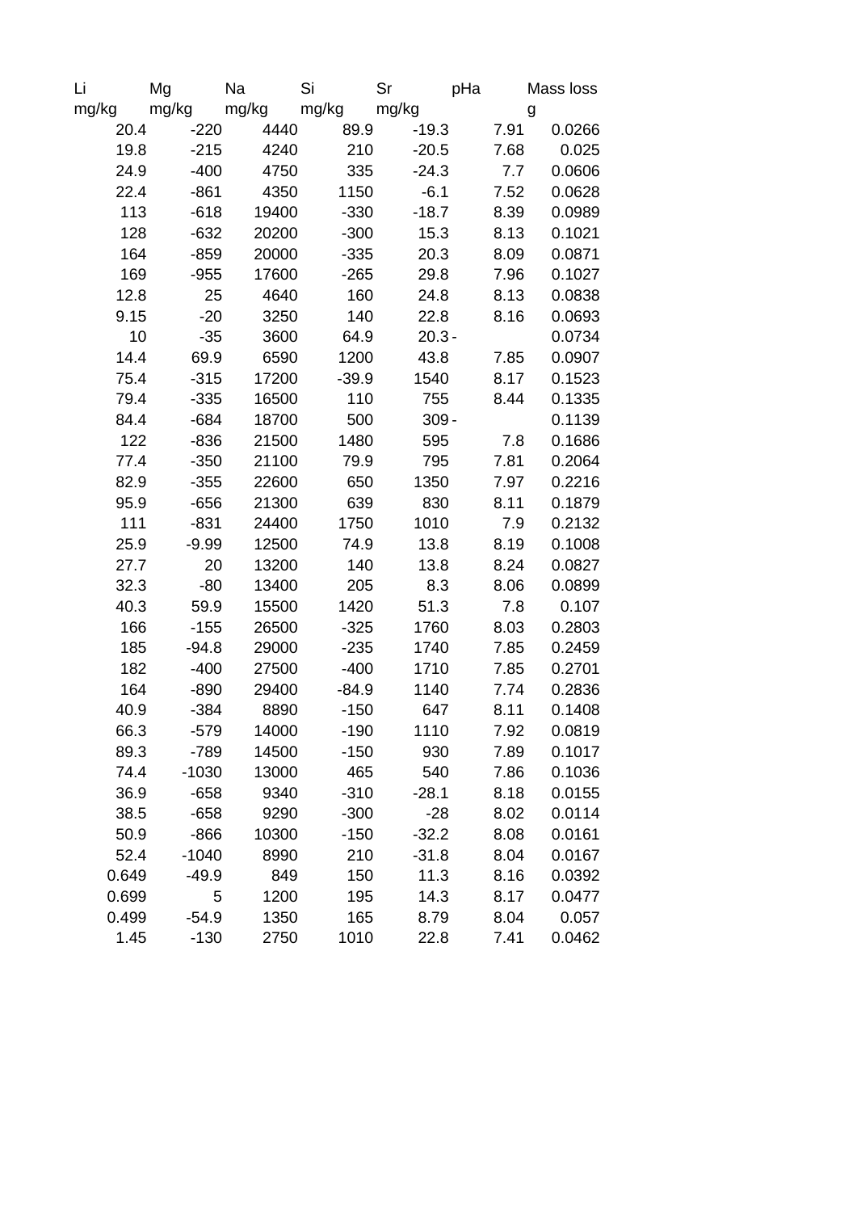| Li | Mg | Na | Si | Sr | pHa | Mass loss |
|---|---|---|---|---|---|---|
| mg/kg | mg/kg | mg/kg | mg/kg | mg/kg | | g |
| 20.4 | -220 | 4440 | 89.9 | -19.3 | 7.91 | 0.0266 |
| 19.8 | -215 | 4240 | 210 | -20.5 | 7.68 | 0.025 |
| 24.9 | -400 | 4750 | 335 | -24.3 | 7.7 | 0.0606 |
| 22.4 | -861 | 4350 | 1150 | -6.1 | 7.52 | 0.0628 |
| 113 | -618 | 19400 | -330 | -18.7 | 8.39 | 0.0989 |
| 128 | -632 | 20200 | -300 | 15.3 | 8.13 | 0.1021 |
| 164 | -859 | 20000 | -335 | 20.3 | 8.09 | 0.0871 |
| 169 | -955 | 17600 | -265 | 29.8 | 7.96 | 0.1027 |
| 12.8 | 25 | 4640 | 160 | 24.8 | 8.13 | 0.0838 |
| 9.15 | -20 | 3250 | 140 | 22.8 | 8.16 | 0.0693 |
| 10 | -35 | 3600 | 64.9 | 20.3 | - | 0.0734 |
| 14.4 | 69.9 | 6590 | 1200 | 43.8 | 7.85 | 0.0907 |
| 75.4 | -315 | 17200 | -39.9 | 1540 | 8.17 | 0.1523 |
| 79.4 | -335 | 16500 | 110 | 755 | 8.44 | 0.1335 |
| 84.4 | -684 | 18700 | 500 | 309 | - | 0.1139 |
| 122 | -836 | 21500 | 1480 | 595 | 7.8 | 0.1686 |
| 77.4 | -350 | 21100 | 79.9 | 795 | 7.81 | 0.2064 |
| 82.9 | -355 | 22600 | 650 | 1350 | 7.97 | 0.2216 |
| 95.9 | -656 | 21300 | 639 | 830 | 8.11 | 0.1879 |
| 111 | -831 | 24400 | 1750 | 1010 | 7.9 | 0.2132 |
| 25.9 | -9.99 | 12500 | 74.9 | 13.8 | 8.19 | 0.1008 |
| 27.7 | 20 | 13200 | 140 | 13.8 | 8.24 | 0.0827 |
| 32.3 | -80 | 13400 | 205 | 8.3 | 8.06 | 0.0899 |
| 40.3 | 59.9 | 15500 | 1420 | 51.3 | 7.8 | 0.107 |
| 166 | -155 | 26500 | -325 | 1760 | 8.03 | 0.2803 |
| 185 | -94.8 | 29000 | -235 | 1740 | 7.85 | 0.2459 |
| 182 | -400 | 27500 | -400 | 1710 | 7.85 | 0.2701 |
| 164 | -890 | 29400 | -84.9 | 1140 | 7.74 | 0.2836 |
| 40.9 | -384 | 8890 | -150 | 647 | 8.11 | 0.1408 |
| 66.3 | -579 | 14000 | -190 | 1110 | 7.92 | 0.0819 |
| 89.3 | -789 | 14500 | -150 | 930 | 7.89 | 0.1017 |
| 74.4 | -1030 | 13000 | 465 | 540 | 7.86 | 0.1036 |
| 36.9 | -658 | 9340 | -310 | -28.1 | 8.18 | 0.0155 |
| 38.5 | -658 | 9290 | -300 | -28 | 8.02 | 0.0114 |
| 50.9 | -866 | 10300 | -150 | -32.2 | 8.08 | 0.0161 |
| 52.4 | -1040 | 8990 | 210 | -31.8 | 8.04 | 0.0167 |
| 0.649 | -49.9 | 849 | 150 | 11.3 | 8.16 | 0.0392 |
| 0.699 | 5 | 1200 | 195 | 14.3 | 8.17 | 0.0477 |
| 0.499 | -54.9 | 1350 | 165 | 8.79 | 8.04 | 0.057 |
| 1.45 | -130 | 2750 | 1010 | 22.8 | 7.41 | 0.0462 |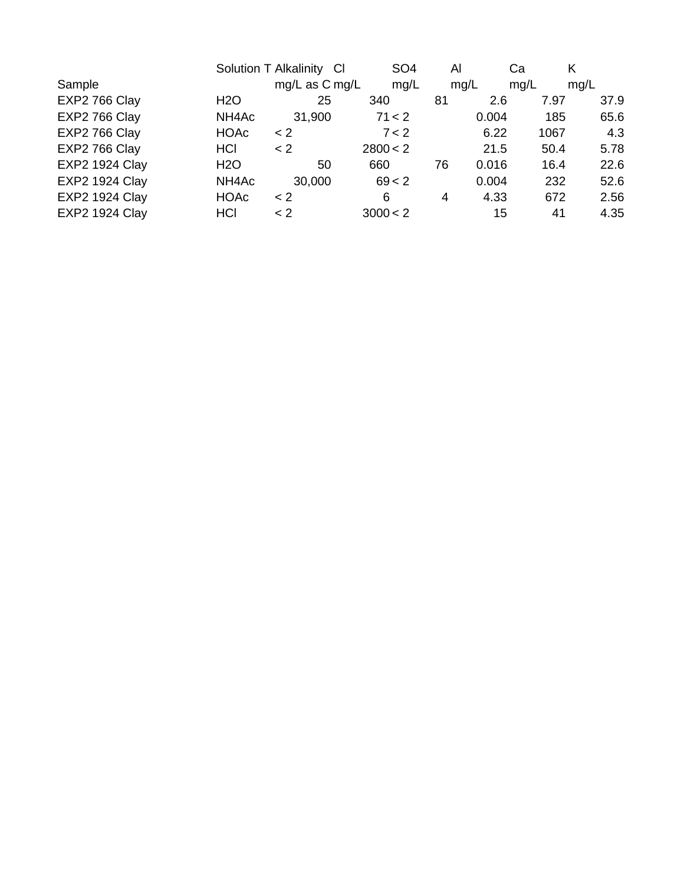| Sample | Solution T | Alkalinity mg/L as C | Cl mg/L | $SO_4$ mg/L | Al mg/L | Ca mg/L | K mg/L |
|---|---|---|---|---|---|---|---|
| EXP2 766 Clay | $H_2O$ | 25 | 340 | 81 | 2.6 | 7.97 | 37.9 |
| EXP2 766 Clay | $NH_4Ac$ | 31,900 | 71 | < 2 | 0.004 | 185 | 65.6 |
| EXP2 766 Clay | HOAc | < 2 | 7 | < 2 | 6.22 | 1067 | 4.3 |
| EXP2 766 Clay | HCl | < 2 | 2800 | < 2 | 21.5 | 50.4 | 5.78 |
| EXP2 1924 Clay | $H_2O$ | 50 | 660 | 76 | 0.016 | 16.4 | 22.6 |
| EXP2 1924 Clay | $NH_4Ac$ | 30,000 | 69 | < 2 | 0.004 | 232 | 52.6 |
| EXP2 1924 Clay | HOAc | < 2 | 6 | 4 | 4.33 | 672 | 2.56 |
| EXP2 1924 Clay | HCl | < 2 | 3000 | < 2 | 15 | 41 | 4.35 |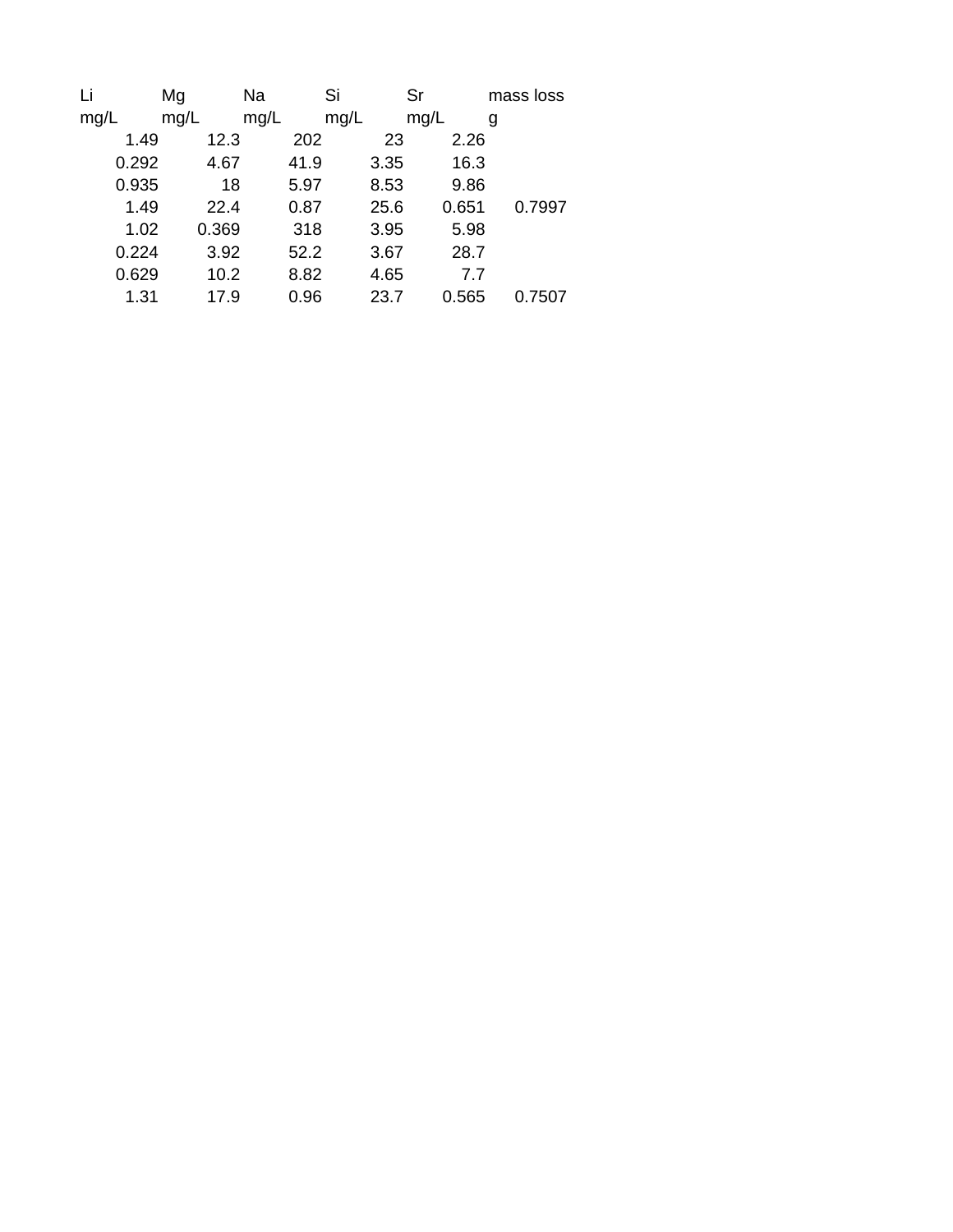| Li | Mg | Na | Si | Sr | mass loss |
| --- | --- | --- | --- | --- | --- |
| mg/L | mg/L | mg/L | mg/L | mg/L | g |
| 1.49 | 12.3 | 202 | 23 | 2.26 | |
| 0.292 | 4.67 | 41.9 | 3.35 | 16.3 | |
| 0.935 | 18 | 5.97 | 8.53 | 9.86 | |
| 1.49 | 22.4 | 0.87 | 25.6 | 0.651 | 0.7997 |
| 1.02 | 0.369 | 318 | 3.95 | 5.98 | |
| 0.224 | 3.92 | 52.2 | 3.67 | 28.7 | |
| 0.629 | 10.2 | 8.82 | 4.65 | 7.7 | |
| 1.31 | 17.9 | 0.96 | 23.7 | 0.565 | 0.7507 |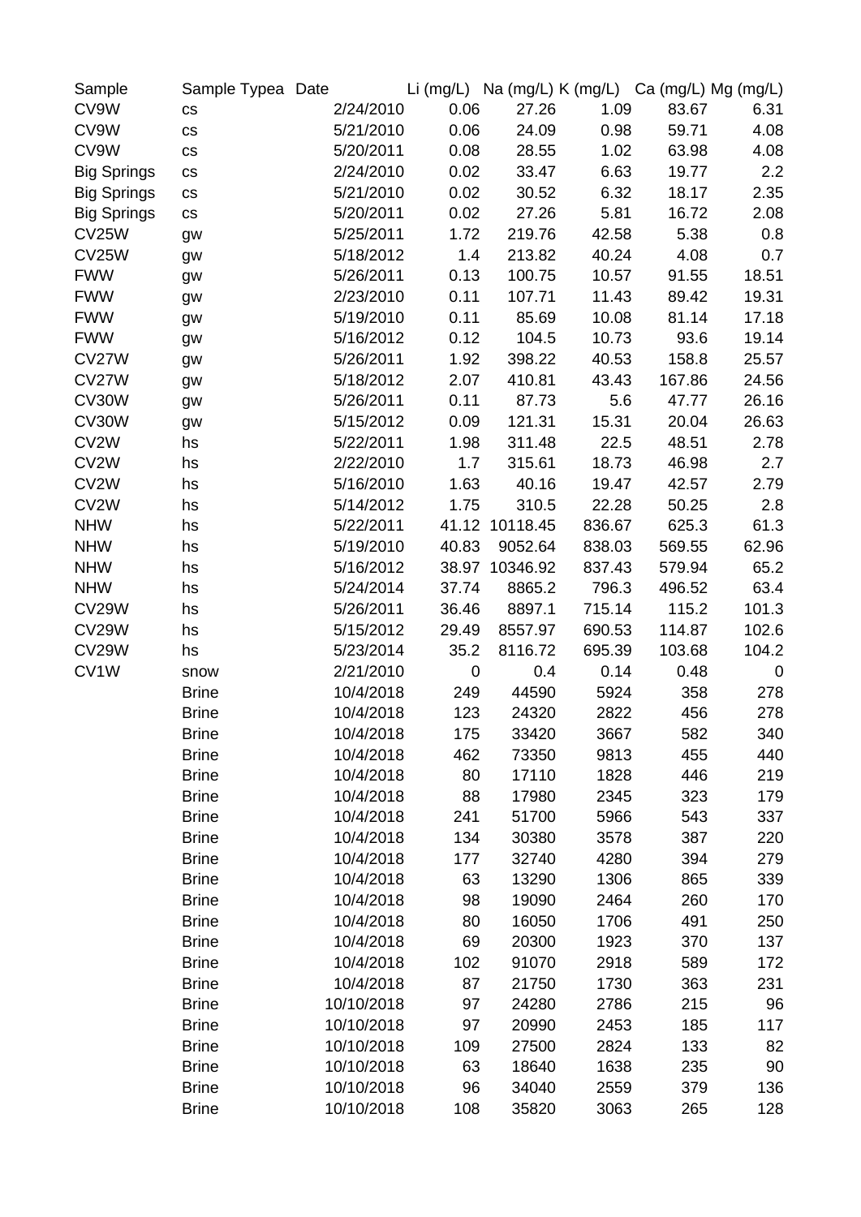| Sample | Sample Typea | Date | Li (mg/L) | Na (mg/L) | K (mg/L) | Ca (mg/L) | Mg (mg/L) |
|---|---|---|---|---|---|---|---|
| CV9W | cs | 2/24/2010 | 0.06 | 27.26 | 1.09 | 83.67 | 6.31 |
| CV9W | cs | 5/21/2010 | 0.06 | 24.09 | 0.98 | 59.71 | 4.08 |
| CV9W | cs | 5/20/2011 | 0.08 | 28.55 | 1.02 | 63.98 | 4.08 |
| Big Springs | cs | 2/24/2010 | 0.02 | 33.47 | 6.63 | 19.77 | 2.2 |
| Big Springs | cs | 5/21/2010 | 0.02 | 30.52 | 6.32 | 18.17 | 2.35 |
| Big Springs | cs | 5/20/2011 | 0.02 | 27.26 | 5.81 | 16.72 | 2.08 |
| CV25W | gw | 5/25/2011 | 1.72 | 219.76 | 42.58 | 5.38 | 0.8 |
| CV25W | gw | 5/18/2012 | 1.4 | 213.82 | 40.24 | 4.08 | 0.7 |
| FWW | gw | 5/26/2011 | 0.13 | 100.75 | 10.57 | 91.55 | 18.51 |
| FWW | gw | 2/23/2010 | 0.11 | 107.71 | 11.43 | 89.42 | 19.31 |
| FWW | gw | 5/19/2010 | 0.11 | 85.69 | 10.08 | 81.14 | 17.18 |
| FWW | gw | 5/16/2012 | 0.12 | 104.5 | 10.73 | 93.6 | 19.14 |
| CV27W | gw | 5/26/2011 | 1.92 | 398.22 | 40.53 | 158.8 | 25.57 |
| CV27W | gw | 5/18/2012 | 2.07 | 410.81 | 43.43 | 167.86 | 24.56 |
| CV30W | gw | 5/26/2011 | 0.11 | 87.73 | 5.6 | 47.77 | 26.16 |
| CV30W | gw | 5/15/2012 | 0.09 | 121.31 | 15.31 | 20.04 | 26.63 |
| CV2W | hs | 5/22/2011 | 1.98 | 311.48 | 22.5 | 48.51 | 2.78 |
| CV2W | hs | 2/22/2010 | 1.7 | 315.61 | 18.73 | 46.98 | 2.7 |
| CV2W | hs | 5/16/2010 | 1.63 | 40.16 | 19.47 | 42.57 | 2.79 |
| CV2W | hs | 5/14/2012 | 1.75 | 310.5 | 22.28 | 50.25 | 2.8 |
| NHW | hs | 5/22/2011 | 41.12 | 10118.45 | 836.67 | 625.3 | 61.3 |
| NHW | hs | 5/19/2010 | 40.83 | 9052.64 | 838.03 | 569.55 | 62.96 |
| NHW | hs | 5/16/2012 | 38.97 | 10346.92 | 837.43 | 579.94 | 65.2 |
| NHW | hs | 5/24/2014 | 37.74 | 8865.2 | 796.3 | 496.52 | 63.4 |
| CV29W | hs | 5/26/2011 | 36.46 | 8897.1 | 715.14 | 115.2 | 101.3 |
| CV29W | hs | 5/15/2012 | 29.49 | 8557.97 | 690.53 | 114.87 | 102.6 |
| CV29W | hs | 5/23/2014 | 35.2 | 8116.72 | 695.39 | 103.68 | 104.2 |
| CV1W | snow | 2/21/2010 | 0 | 0.4 | 0.14 | 0.48 | 0 |
| | Brine | 10/4/2018 | 249 | 44590 | 5924 | 358 | 278 |
| | Brine | 10/4/2018 | 123 | 24320 | 2822 | 456 | 278 |
| | Brine | 10/4/2018 | 175 | 33420 | 3667 | 582 | 340 |
| | Brine | 10/4/2018 | 462 | 73350 | 9813 | 455 | 440 |
| | Brine | 10/4/2018 | 80 | 17110 | 1828 | 446 | 219 |
| | Brine | 10/4/2018 | 88 | 17980 | 2345 | 323 | 179 |
| | Brine | 10/4/2018 | 241 | 51700 | 5966 | 543 | 337 |
| | Brine | 10/4/2018 | 134 | 30380 | 3578 | 387 | 220 |
| | Brine | 10/4/2018 | 177 | 32740 | 4280 | 394 | 279 |
| | Brine | 10/4/2018 | 63 | 13290 | 1306 | 865 | 339 |
| | Brine | 10/4/2018 | 98 | 19090 | 2464 | 260 | 170 |
| | Brine | 10/4/2018 | 80 | 16050 | 1706 | 491 | 250 |
| | Brine | 10/4/2018 | 69 | 20300 | 1923 | 370 | 137 |
| | Brine | 10/4/2018 | 102 | 91070 | 2918 | 589 | 172 |
| | Brine | 10/4/2018 | 87 | 21750 | 1730 | 363 | 231 |
| | Brine | 10/10/2018 | 97 | 24280 | 2786 | 215 | 96 |
| | Brine | 10/10/2018 | 97 | 20990 | 2453 | 185 | 117 |
| | Brine | 10/10/2018 | 109 | 27500 | 2824 | 133 | 82 |
| | Brine | 10/10/2018 | 63 | 18640 | 1638 | 235 | 90 |
| | Brine | 10/10/2018 | 96 | 34040 | 2559 | 379 | 136 |
| | Brine | 10/10/2018 | 108 | 35820 | 3063 | 265 | 128 |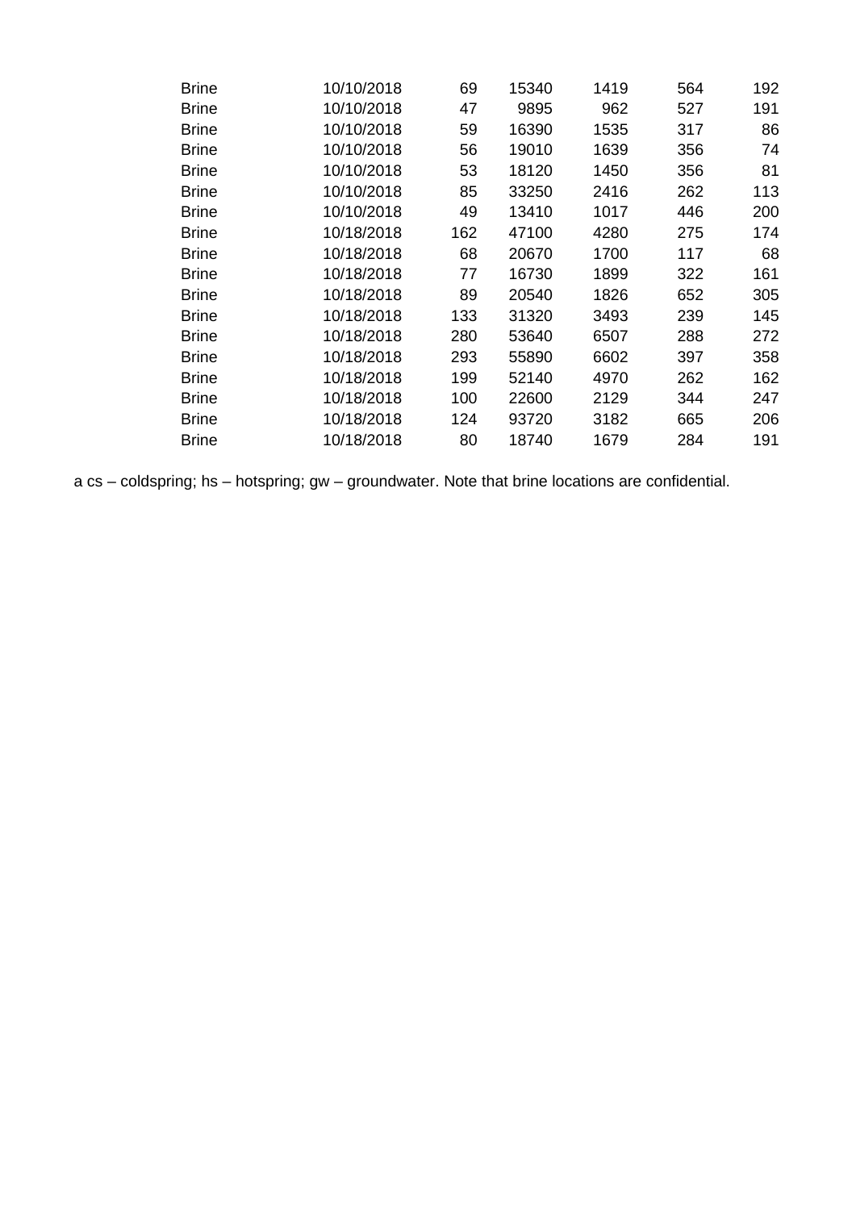| | | | | | | |
|---|---|---|---|---|---|---|
| Brine | 10/10/2018 | 69 | 15340 | 1419 | 564 | 192 |
| Brine | 10/10/2018 | 47 | 9895 | 962 | 527 | 191 |
| Brine | 10/10/2018 | 59 | 16390 | 1535 | 317 | 86 |
| Brine | 10/10/2018 | 56 | 19010 | 1639 | 356 | 74 |
| Brine | 10/10/2018 | 53 | 18120 | 1450 | 356 | 81 |
| Brine | 10/10/2018 | 85 | 33250 | 2416 | 262 | 113 |
| Brine | 10/10/2018 | 49 | 13410 | 1017 | 446 | 200 |
| Brine | 10/18/2018 | 162 | 47100 | 4280 | 275 | 174 |
| Brine | 10/18/2018 | 68 | 20670 | 1700 | 117 | 68 |
| Brine | 10/18/2018 | 77 | 16730 | 1899 | 322 | 161 |
| Brine | 10/18/2018 | 89 | 20540 | 1826 | 652 | 305 |
| Brine | 10/18/2018 | 133 | 31320 | 3493 | 239 | 145 |
| Brine | 10/18/2018 | 280 | 53640 | 6507 | 288 | 272 |
| Brine | 10/18/2018 | 293 | 55890 | 6602 | 397 | 358 |
| Brine | 10/18/2018 | 199 | 52140 | 4970 | 262 | 162 |
| Brine | 10/18/2018 | 100 | 22600 | 2129 | 344 | 247 |
| Brine | 10/18/2018 | 124 | 93720 | 3182 | 665 | 206 |
| Brine | 10/18/2018 | 80 | 18740 | 1679 | 284 | 191 |

a cs – coldspring; hs – hotspring; gw – groundwater. Note that brine locations are confidential.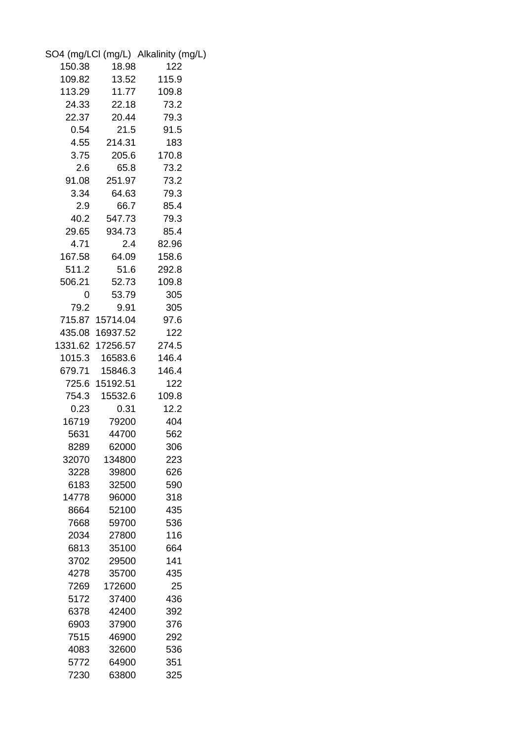| SO4 (mg/L | Cl (mg/L) | Alkalinity (mg/L) |
|---|---|---|
| 150.38 | 18.98 | 122 |
| 109.82 | 13.52 | 115.9 |
| 113.29 | 11.77 | 109.8 |
| 24.33 | 22.18 | 73.2 |
| 22.37 | 20.44 | 79.3 |
| 0.54 | 21.5 | 91.5 |
| 4.55 | 214.31 | 183 |
| 3.75 | 205.6 | 170.8 |
| 2.6 | 65.8 | 73.2 |
| 91.08 | 251.97 | 73.2 |
| 3.34 | 64.63 | 79.3 |
| 2.9 | 66.7 | 85.4 |
| 40.2 | 547.73 | 79.3 |
| 29.65 | 934.73 | 85.4 |
| 4.71 | 2.4 | 82.96 |
| 167.58 | 64.09 | 158.6 |
| 511.2 | 51.6 | 292.8 |
| 506.21 | 52.73 | 109.8 |
| 0 | 53.79 | 305 |
| 79.2 | 9.91 | 305 |
| 715.87 | 15714.04 | 97.6 |
| 435.08 | 16937.52 | 122 |
| 1331.62 | 17256.57 | 274.5 |
| 1015.3 | 16583.6 | 146.4 |
| 679.71 | 15846.3 | 146.4 |
| 725.6 | 15192.51 | 122 |
| 754.3 | 15532.6 | 109.8 |
| 0.23 | 0.31 | 12.2 |
| 16719 | 79200 | 404 |
| 5631 | 44700 | 562 |
| 8289 | 62000 | 306 |
| 32070 | 134800 | 223 |
| 3228 | 39800 | 626 |
| 6183 | 32500 | 590 |
| 14778 | 96000 | 318 |
| 8664 | 52100 | 435 |
| 7668 | 59700 | 536 |
| 2034 | 27800 | 116 |
| 6813 | 35100 | 664 |
| 3702 | 29500 | 141 |
| 4278 | 35700 | 435 |
| 7269 | 172600 | 25 |
| 5172 | 37400 | 436 |
| 6378 | 42400 | 392 |
| 6903 | 37900 | 376 |
| 7515 | 46900 | 292 |
| 4083 | 32600 | 536 |
| 5772 | 64900 | 351 |
| 7230 | 63800 | 325 |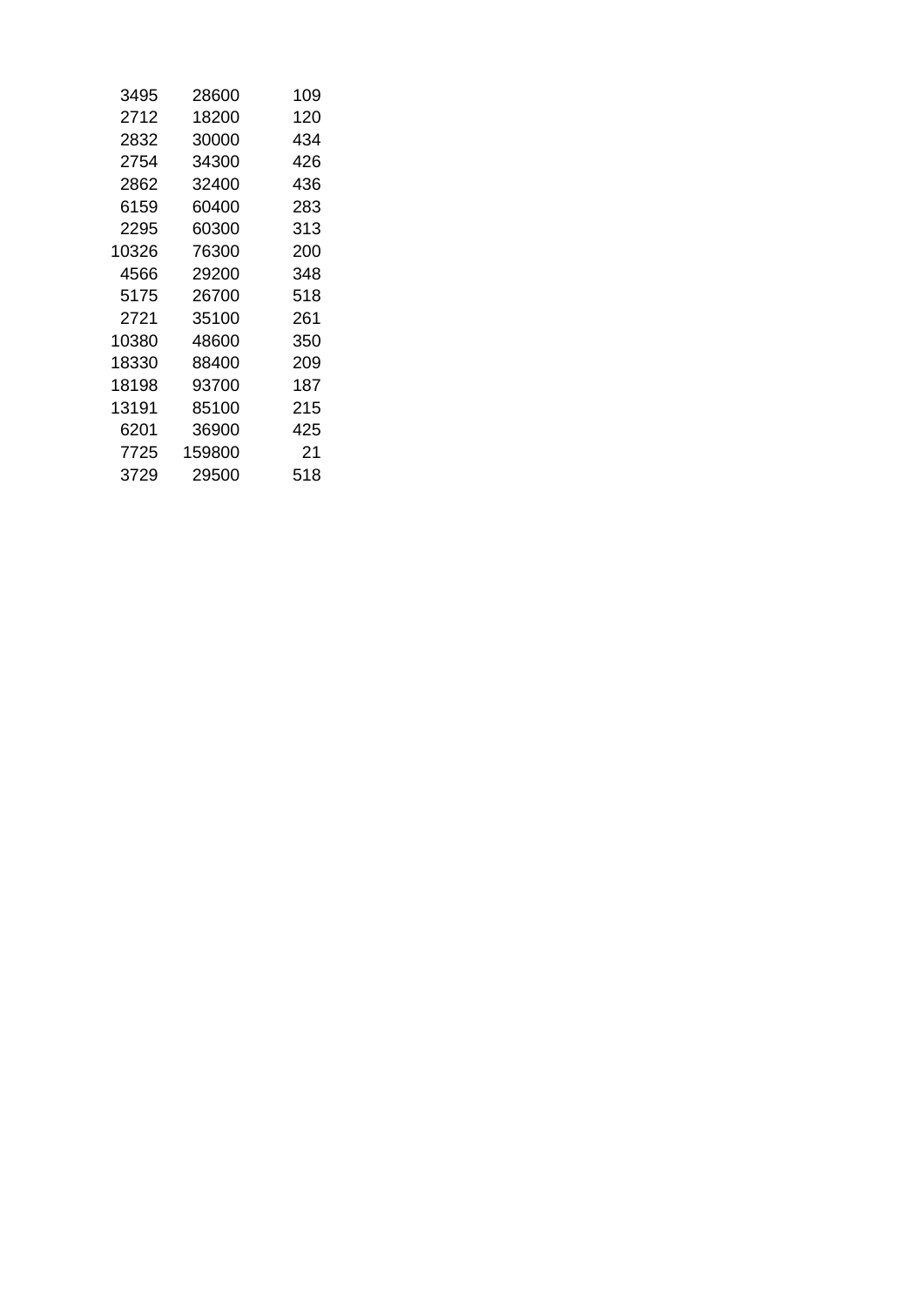| | | |
|---|---|---|
| 3495 | 28600 | 109 |
| 2712 | 18200 | 120 |
| 2832 | 30000 | 434 |
| 2754 | 34300 | 426 |
| 2862 | 32400 | 436 |
| 6159 | 60400 | 283 |
| 2295 | 60300 | 313 |
| 10326 | 76300 | 200 |
| 4566 | 29200 | 348 |
| 5175 | 26700 | 518 |
| 2721 | 35100 | 261 |
| 10380 | 48600 | 350 |
| 18330 | 88400 | 209 |
| 18198 | 93700 | 187 |
| 13191 | 85100 | 215 |
| 6201 | 36900 | 425 |
| 7725 | 159800 | 21 |
| 3729 | 29500 | 518 |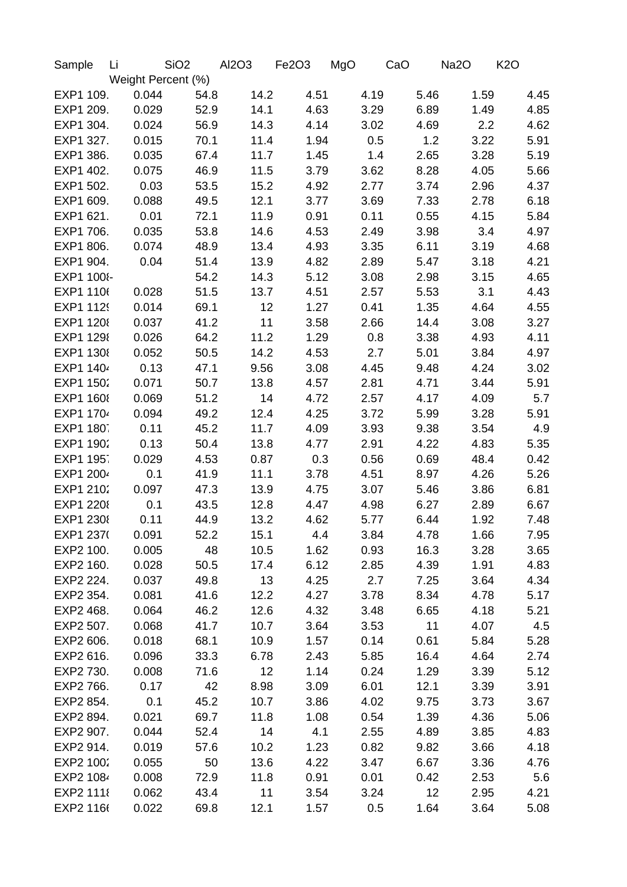| Sample | Li | SiO2 | Al2O3 | Fe2O3 | MgO | CaO | Na2O | K2O |
|---|---|---|---|---|---|---|---|---|
| | Weight Percent (%) | | | | | | | |
| EXP1 109. | 0.044 | 54.8 | 14.2 | 4.51 | 4.19 | 5.46 | 1.59 | 4.45 |
| EXP1 209. | 0.029 | 52.9 | 14.1 | 4.63 | 3.29 | 6.89 | 1.49 | 4.85 |
| EXP1 304. | 0.024 | 56.9 | 14.3 | 4.14 | 3.02 | 4.69 | 2.2 | 4.62 |
| EXP1 327. | 0.015 | 70.1 | 11.4 | 1.94 | 0.5 | 1.2 | 3.22 | 5.91 |
| EXP1 386. | 0.035 | 67.4 | 11.7 | 1.45 | 1.4 | 2.65 | 3.28 | 5.19 |
| EXP1 402. | 0.075 | 46.9 | 11.5 | 3.79 | 3.62 | 8.28 | 4.05 | 5.66 |
| EXP1 502. | 0.03 | 53.5 | 15.2 | 4.92 | 2.77 | 3.74 | 2.96 | 4.37 |
| EXP1 609. | 0.088 | 49.5 | 12.1 | 3.77 | 3.69 | 7.33 | 2.78 | 6.18 |
| EXP1 621. | 0.01 | 72.1 | 11.9 | 0.91 | 0.11 | 0.55 | 4.15 | 5.84 |
| EXP1 706. | 0.035 | 53.8 | 14.6 | 4.53 | 2.49 | 3.98 | 3.4 | 4.97 |
| EXP1 806. | 0.074 | 48.9 | 13.4 | 4.93 | 3.35 | 6.11 | 3.19 | 4.68 |
| EXP1 904. | 0.04 | 51.4 | 13.9 | 4.82 | 2.89 | 5.47 | 3.18 | 4.21 |
| EXP1 1008- | | 54.2 | 14.3 | 5.12 | 3.08 | 2.98 | 3.15 | 4.65 |
| EXP1 1106 | 0.028 | 51.5 | 13.7 | 4.51 | 2.57 | 5.53 | 3.1 | 4.43 |
| EXP1 1129 | 0.014 | 69.1 | 12 | 1.27 | 0.41 | 1.35 | 4.64 | 4.55 |
| EXP1 1208 | 0.037 | 41.2 | 11 | 3.58 | 2.66 | 14.4 | 3.08 | 3.27 |
| EXP1 1298 | 0.026 | 64.2 | 11.2 | 1.29 | 0.8 | 3.38 | 4.93 | 4.11 |
| EXP1 1308 | 0.052 | 50.5 | 14.2 | 4.53 | 2.7 | 5.01 | 3.84 | 4.97 |
| EXP1 1404 | 0.13 | 47.1 | 9.56 | 3.08 | 4.45 | 9.48 | 4.24 | 3.02 |
| EXP1 1502 | 0.071 | 50.7 | 13.8 | 4.57 | 2.81 | 4.71 | 3.44 | 5.91 |
| EXP1 1608 | 0.069 | 51.2 | 14 | 4.72 | 2.57 | 4.17 | 4.09 | 5.7 |
| EXP1 1704 | 0.094 | 49.2 | 12.4 | 4.25 | 3.72 | 5.99 | 3.28 | 5.91 |
| EXP1 1807 | 0.11 | 45.2 | 11.7 | 4.09 | 3.93 | 9.38 | 3.54 | 4.9 |
| EXP1 1902 | 0.13 | 50.4 | 13.8 | 4.77 | 2.91 | 4.22 | 4.83 | 5.35 |
| EXP1 1957 | 0.029 | 4.53 | 0.87 | 0.3 | 0.56 | 0.69 | 48.4 | 0.42 |
| EXP1 2004 | 0.1 | 41.9 | 11.1 | 3.78 | 4.51 | 8.97 | 4.26 | 5.26 |
| EXP1 2102 | 0.097 | 47.3 | 13.9 | 4.75 | 3.07 | 5.46 | 3.86 | 6.81 |
| EXP1 2208 | 0.1 | 43.5 | 12.8 | 4.47 | 4.98 | 6.27 | 2.89 | 6.67 |
| EXP1 2308 | 0.11 | 44.9 | 13.2 | 4.62 | 5.77 | 6.44 | 1.92 | 7.48 |
| EXP1 2370 | 0.091 | 52.2 | 15.1 | 4.4 | 3.84 | 4.78 | 1.66 | 7.95 |
| EXP2 100. | 0.005 | 48 | 10.5 | 1.62 | 0.93 | 16.3 | 3.28 | 3.65 |
| EXP2 160. | 0.028 | 50.5 | 17.4 | 6.12 | 2.85 | 4.39 | 1.91 | 4.83 |
| EXP2 224. | 0.037 | 49.8 | 13 | 4.25 | 2.7 | 7.25 | 3.64 | 4.34 |
| EXP2 354. | 0.081 | 41.6 | 12.2 | 4.27 | 3.78 | 8.34 | 4.78 | 5.17 |
| EXP2 468. | 0.064 | 46.2 | 12.6 | 4.32 | 3.48 | 6.65 | 4.18 | 5.21 |
| EXP2 507. | 0.068 | 41.7 | 10.7 | 3.64 | 3.53 | 11 | 4.07 | 4.5 |
| EXP2 606. | 0.018 | 68.1 | 10.9 | 1.57 | 0.14 | 0.61 | 5.84 | 5.28 |
| EXP2 616. | 0.096 | 33.3 | 6.78 | 2.43 | 5.85 | 16.4 | 4.64 | 2.74 |
| EXP2 730. | 0.008 | 71.6 | 12 | 1.14 | 0.24 | 1.29 | 3.39 | 5.12 |
| EXP2 766. | 0.17 | 42 | 8.98 | 3.09 | 6.01 | 12.1 | 3.39 | 3.91 |
| EXP2 854. | 0.1 | 45.2 | 10.7 | 3.86 | 4.02 | 9.75 | 3.73 | 3.67 |
| EXP2 894. | 0.021 | 69.7 | 11.8 | 1.08 | 0.54 | 1.39 | 4.36 | 5.06 |
| EXP2 907. | 0.044 | 52.4 | 14 | 4.1 | 2.55 | 4.89 | 3.85 | 4.83 |
| EXP2 914. | 0.019 | 57.6 | 10.2 | 1.23 | 0.82 | 9.82 | 3.66 | 4.18 |
| EXP2 1002 | 0.055 | 50 | 13.6 | 4.22 | 3.47 | 6.67 | 3.36 | 4.76 |
| EXP2 1084 | 0.008 | 72.9 | 11.8 | 0.91 | 0.01 | 0.42 | 2.53 | 5.6 |
| EXP2 1118 | 0.062 | 43.4 | 11 | 3.54 | 3.24 | 12 | 2.95 | 4.21 |
| EXP2 1166 | 0.022 | 69.8 | 12.1 | 1.57 | 0.5 | 1.64 | 3.64 | 5.08 |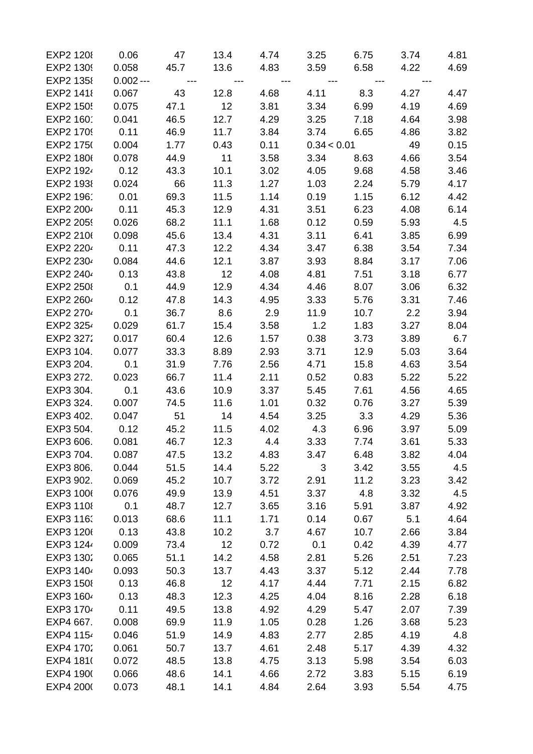| | | | | | | | | |
|---|---|---|---|---|---|---|---|---|
| EXP2 1208 | 0.06 | 47 | 13.4 | 4.74 | 3.25 | 6.75 | 3.74 | 4.81 |
| EXP2 1309 | 0.058 | 45.7 | 13.6 | 4.83 | 3.59 | 6.58 | 4.22 | 4.69 |
| EXP2 1358 | 0.002 | --- | --- | --- | --- | --- | --- | |
| EXP2 1418 | 0.067 | 43 | 12.8 | 4.68 | 4.11 | 8.3 | 4.27 | 4.47 |
| EXP2 1505 | 0.075 | 47.1 | 12 | 3.81 | 3.34 | 6.99 | 4.19 | 4.69 |
| EXP2 1601 | 0.041 | 46.5 | 12.7 | 4.29 | 3.25 | 7.18 | 4.64 | 3.98 |
| EXP2 1709 | 0.11 | 46.9 | 11.7 | 3.84 | 3.74 | 6.65 | 4.86 | 3.82 |
| EXP2 1750 | 0.004 | 1.77 | 0.43 | 0.11 | 0.34 | < 0.01 | 49 | 0.15 |
| EXP2 1806 | 0.078 | 44.9 | 11 | 3.58 | 3.34 | 8.63 | 4.66 | 3.54 |
| EXP2 1924 | 0.12 | 43.3 | 10.1 | 3.02 | 4.05 | 9.68 | 4.58 | 3.46 |
| EXP2 1938 | 0.024 | 66 | 11.3 | 1.27 | 1.03 | 2.24 | 5.79 | 4.17 |
| EXP2 1961 | 0.01 | 69.3 | 11.5 | 1.14 | 0.19 | 1.15 | 6.12 | 4.42 |
| EXP2 2004 | 0.11 | 45.3 | 12.9 | 4.31 | 3.51 | 6.23 | 4.08 | 6.14 |
| EXP2 2059 | 0.026 | 68.2 | 11.1 | 1.68 | 0.12 | 0.59 | 5.93 | 4.5 |
| EXP2 2106 | 0.098 | 45.6 | 13.4 | 4.31 | 3.11 | 6.41 | 3.85 | 6.99 |
| EXP2 2204 | 0.11 | 47.3 | 12.2 | 4.34 | 3.47 | 6.38 | 3.54 | 7.34 |
| EXP2 2304 | 0.084 | 44.6 | 12.1 | 3.87 | 3.93 | 8.84 | 3.17 | 7.06 |
| EXP2 2404 | 0.13 | 43.8 | 12 | 4.08 | 4.81 | 7.51 | 3.18 | 6.77 |
| EXP2 2508 | 0.1 | 44.9 | 12.9 | 4.34 | 4.46 | 8.07 | 3.06 | 6.32 |
| EXP2 2604 | 0.12 | 47.8 | 14.3 | 4.95 | 3.33 | 5.76 | 3.31 | 7.46 |
| EXP2 2704 | 0.1 | 36.7 | 8.6 | 2.9 | 11.9 | 10.7 | 2.2 | 3.94 |
| EXP2 3254 | 0.029 | 61.7 | 15.4 | 3.58 | 1.2 | 1.83 | 3.27 | 8.04 |
| EXP2 3272 | 0.017 | 60.4 | 12.6 | 1.57 | 0.38 | 3.73 | 3.89 | 6.7 |
| EXP3 104. | 0.077 | 33.3 | 8.89 | 2.93 | 3.71 | 12.9 | 5.03 | 3.64 |
| EXP3 204. | 0.1 | 31.9 | 7.76 | 2.56 | 4.71 | 15.8 | 4.63 | 3.54 |
| EXP3 272. | 0.023 | 66.7 | 11.4 | 2.11 | 0.52 | 0.83 | 5.22 | 5.22 |
| EXP3 304. | 0.1 | 43.6 | 10.9 | 3.37 | 5.45 | 7.61 | 4.56 | 4.65 |
| EXP3 324. | 0.007 | 74.5 | 11.6 | 1.01 | 0.32 | 0.76 | 3.27 | 5.39 |
| EXP3 402. | 0.047 | 51 | 14 | 4.54 | 3.25 | 3.3 | 4.29 | 5.36 |
| EXP3 504. | 0.12 | 45.2 | 11.5 | 4.02 | 4.3 | 6.96 | 3.97 | 5.09 |
| EXP3 606. | 0.081 | 46.7 | 12.3 | 4.4 | 3.33 | 7.74 | 3.61 | 5.33 |
| EXP3 704. | 0.087 | 47.5 | 13.2 | 4.83 | 3.47 | 6.48 | 3.82 | 4.04 |
| EXP3 806. | 0.044 | 51.5 | 14.4 | 5.22 | 3 | 3.42 | 3.55 | 4.5 |
| EXP3 902. | 0.069 | 45.2 | 10.7 | 3.72 | 2.91 | 11.2 | 3.23 | 3.42 |
| EXP3 1006 | 0.076 | 49.9 | 13.9 | 4.51 | 3.37 | 4.8 | 3.32 | 4.5 |
| EXP3 1108 | 0.1 | 48.7 | 12.7 | 3.65 | 3.16 | 5.91 | 3.87 | 4.92 |
| EXP3 1163 | 0.013 | 68.6 | 11.1 | 1.71 | 0.14 | 0.67 | 5.1 | 4.64 |
| EXP3 1206 | 0.13 | 43.8 | 10.2 | 3.7 | 4.67 | 10.7 | 2.66 | 3.84 |
| EXP3 1244 | 0.009 | 73.4 | 12 | 0.72 | 0.1 | 0.42 | 4.39 | 4.77 |
| EXP3 1302 | 0.065 | 51.1 | 14.2 | 4.58 | 2.81 | 5.26 | 2.51 | 7.23 |
| EXP3 1404 | 0.093 | 50.3 | 13.7 | 4.43 | 3.37 | 5.12 | 2.44 | 7.78 |
| EXP3 1508 | 0.13 | 46.8 | 12 | 4.17 | 4.44 | 7.71 | 2.15 | 6.82 |
| EXP3 1604 | 0.13 | 48.3 | 12.3 | 4.25 | 4.04 | 8.16 | 2.28 | 6.18 |
| EXP3 1704 | 0.11 | 49.5 | 13.8 | 4.92 | 4.29 | 5.47 | 2.07 | 7.39 |
| EXP4 667. | 0.008 | 69.9 | 11.9 | 1.05 | 0.28 | 1.26 | 3.68 | 5.23 |
| EXP4 1154 | 0.046 | 51.9 | 14.9 | 4.83 | 2.77 | 2.85 | 4.19 | 4.8 |
| EXP4 1702 | 0.061 | 50.7 | 13.7 | 4.61 | 2.48 | 5.17 | 4.39 | 4.32 |
| EXP4 1810 | 0.072 | 48.5 | 13.8 | 4.75 | 3.13 | 5.98 | 3.54 | 6.03 |
| EXP4 1900 | 0.066 | 48.6 | 14.1 | 4.66 | 2.72 | 3.83 | 5.15 | 6.19 |
| EXP4 2000 | 0.073 | 48.1 | 14.1 | 4.84 | 2.64 | 3.93 | 5.54 | 4.75 |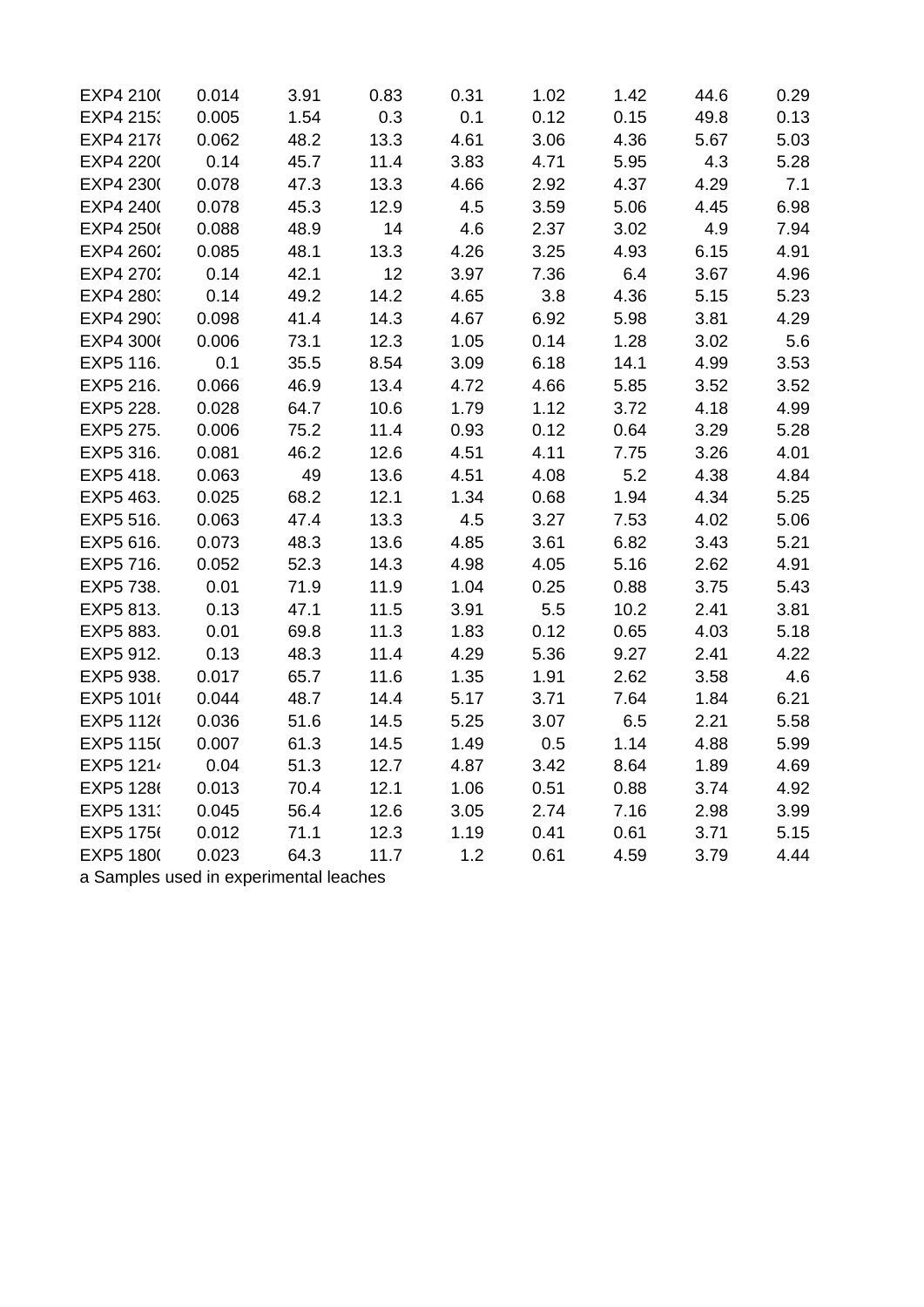| | | | | | | | | |
|---|---|---|---|---|---|---|---|---|
| EXP4 210( | 0.014 | 3.91 | 0.83 | 0.31 | 1.02 | 1.42 | 44.6 | 0.29 |
| EXP4 215: | 0.005 | 1.54 | 0.3 | 0.1 | 0.12 | 0.15 | 49.8 | 0.13 |
| EXP4 217ł | 0.062 | 48.2 | 13.3 | 4.61 | 3.06 | 4.36 | 5.67 | 5.03 |
| EXP4 220( | 0.14 | 45.7 | 11.4 | 3.83 | 4.71 | 5.95 | 4.3 | 5.28 |
| EXP4 230( | 0.078 | 47.3 | 13.3 | 4.66 | 2.92 | 4.37 | 4.29 | 7.1 |
| EXP4 240( | 0.078 | 45.3 | 12.9 | 4.5 | 3.59 | 5.06 | 4.45 | 6.98 |
| EXP4 250( | 0.088 | 48.9 | 14 | 4.6 | 2.37 | 3.02 | 4.9 | 7.94 |
| EXP4 260: | 0.085 | 48.1 | 13.3 | 4.26 | 3.25 | 4.93 | 6.15 | 4.91 |
| EXP4 270: | 0.14 | 42.1 | 12 | 3.97 | 7.36 | 6.4 | 3.67 | 4.96 |
| EXP4 280: | 0.14 | 49.2 | 14.2 | 4.65 | 3.8 | 4.36 | 5.15 | 5.23 |
| EXP4 290: | 0.098 | 41.4 | 14.3 | 4.67 | 6.92 | 5.98 | 3.81 | 4.29 |
| EXP4 300( | 0.006 | 73.1 | 12.3 | 1.05 | 0.14 | 1.28 | 3.02 | 5.6 |
| EXP5 116. | 0.1 | 35.5 | 8.54 | 3.09 | 6.18 | 14.1 | 4.99 | 3.53 |
| EXP5 216. | 0.066 | 46.9 | 13.4 | 4.72 | 4.66 | 5.85 | 3.52 | 3.52 |
| EXP5 228. | 0.028 | 64.7 | 10.6 | 1.79 | 1.12 | 3.72 | 4.18 | 4.99 |
| EXP5 275. | 0.006 | 75.2 | 11.4 | 0.93 | 0.12 | 0.64 | 3.29 | 5.28 |
| EXP5 316. | 0.081 | 46.2 | 12.6 | 4.51 | 4.11 | 7.75 | 3.26 | 4.01 |
| EXP5 418. | 0.063 | 49 | 13.6 | 4.51 | 4.08 | 5.2 | 4.38 | 4.84 |
| EXP5 463. | 0.025 | 68.2 | 12.1 | 1.34 | 0.68 | 1.94 | 4.34 | 5.25 |
| EXP5 516. | 0.063 | 47.4 | 13.3 | 4.5 | 3.27 | 7.53 | 4.02 | 5.06 |
| EXP5 616. | 0.073 | 48.3 | 13.6 | 4.85 | 3.61 | 6.82 | 3.43 | 5.21 |
| EXP5 716. | 0.052 | 52.3 | 14.3 | 4.98 | 4.05 | 5.16 | 2.62 | 4.91 |
| EXP5 738. | 0.01 | 71.9 | 11.9 | 1.04 | 0.25 | 0.88 | 3.75 | 5.43 |
| EXP5 813. | 0.13 | 47.1 | 11.5 | 3.91 | 5.5 | 10.2 | 2.41 | 3.81 |
| EXP5 883. | 0.01 | 69.8 | 11.3 | 1.83 | 0.12 | 0.65 | 4.03 | 5.18 |
| EXP5 912. | 0.13 | 48.3 | 11.4 | 4.29 | 5.36 | 9.27 | 2.41 | 4.22 |
| EXP5 938. | 0.017 | 65.7 | 11.6 | 1.35 | 1.91 | 2.62 | 3.58 | 4.6 |
| EXP5 101( | 0.044 | 48.7 | 14.4 | 5.17 | 3.71 | 7.64 | 1.84 | 6.21 |
| EXP5 112( | 0.036 | 51.6 | 14.5 | 5.25 | 3.07 | 6.5 | 2.21 | 5.58 |
| EXP5 115( | 0.007 | 61.3 | 14.5 | 1.49 | 0.5 | 1.14 | 4.88 | 5.99 |
| EXP5 121· | 0.04 | 51.3 | 12.7 | 4.87 | 3.42 | 8.64 | 1.89 | 4.69 |
| EXP5 128( | 0.013 | 70.4 | 12.1 | 1.06 | 0.51 | 0.88 | 3.74 | 4.92 |
| EXP5 131: | 0.045 | 56.4 | 12.6 | 3.05 | 2.74 | 7.16 | 2.98 | 3.99 |
| EXP5 175( | 0.012 | 71.1 | 12.3 | 1.19 | 0.41 | 0.61 | 3.71 | 5.15 |
| EXP5 180( | 0.023 | 64.3 | 11.7 | 1.2 | 0.61 | 4.59 | 3.79 | 4.44 |

a Samples used in experimental leaches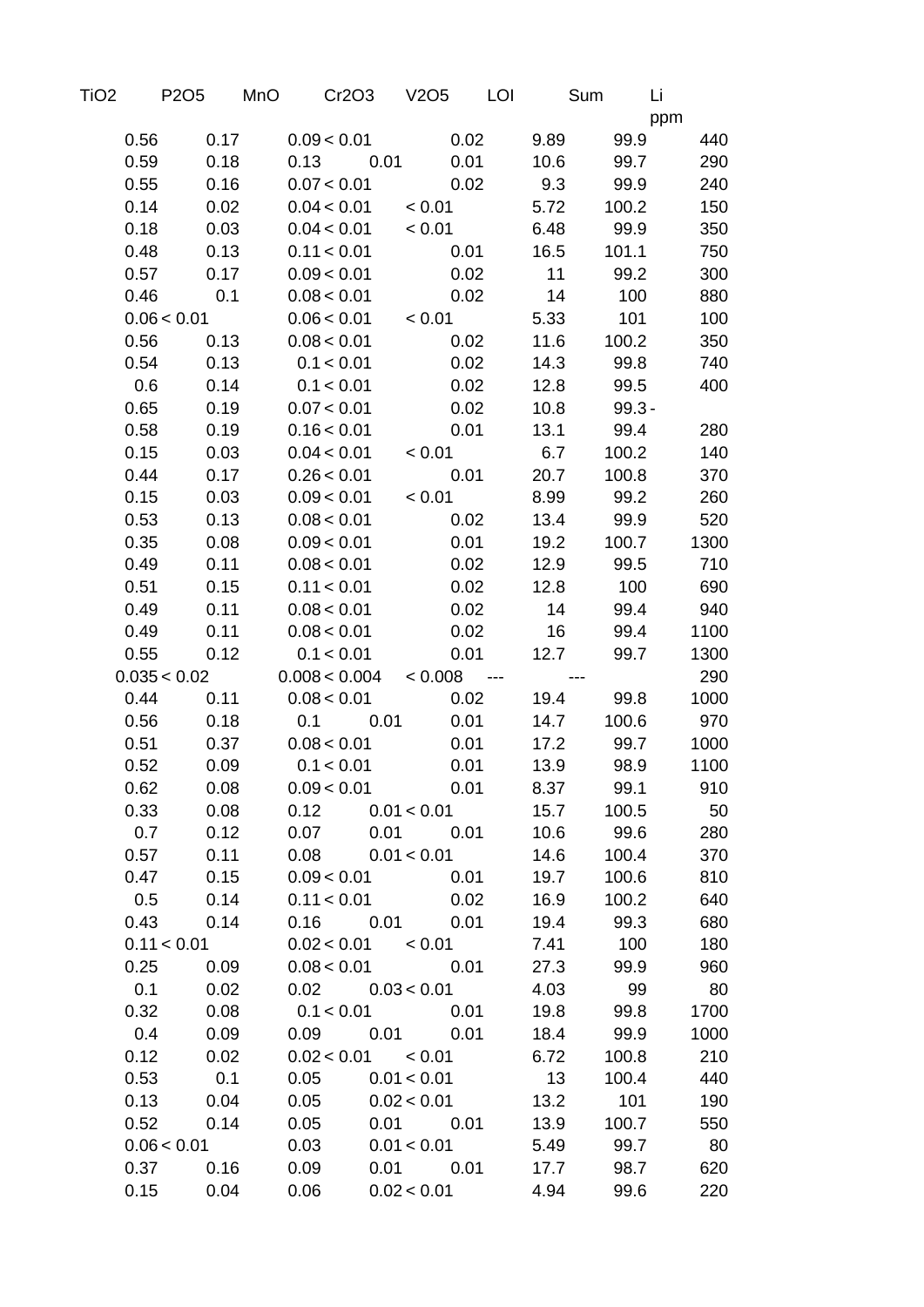| TiO2 | P2O5 | MnO | Cr2O3 | V2O5 | LOI | Sum | Li ppm |
|---|---|---|---|---|---|---|---|
| 0.56 | 0.17 | 0.09 | < 0.01 | 0.02 | 9.89 | 99.9 | 440 |
| 0.59 | 0.18 | 0.13 | 0.01 | 0.01 | 10.6 | 99.7 | 290 |
| 0.55 | 0.16 | 0.07 | < 0.01 | 0.02 | 9.3 | 99.9 | 240 |
| 0.14 | 0.02 | 0.04 | < 0.01 | < 0.01 | 5.72 | 100.2 | 150 |
| 0.18 | 0.03 | 0.04 | < 0.01 | < 0.01 | 6.48 | 99.9 | 350 |
| 0.48 | 0.13 | 0.11 | < 0.01 | 0.01 | 16.5 | 101.1 | 750 |
| 0.57 | 0.17 | 0.09 | < 0.01 | 0.02 | 11 | 99.2 | 300 |
| 0.46 | 0.1 | 0.08 | < 0.01 | 0.02 | 14 | 100 | 880 |
| 0.06 | < 0.01 | 0.06 | < 0.01 | < 0.01 | 5.33 | 101 | 100 |
| 0.56 | 0.13 | 0.08 | < 0.01 | 0.02 | 11.6 | 100.2 | 350 |
| 0.54 | 0.13 | 0.1 | < 0.01 | 0.02 | 14.3 | 99.8 | 740 |
| 0.6 | 0.14 | 0.1 | < 0.01 | 0.02 | 12.8 | 99.5 | 400 |
| 0.65 | 0.19 | 0.07 | < 0.01 | 0.02 | 10.8 | 99.3 | - |
| 0.58 | 0.19 | 0.16 | < 0.01 | 0.01 | 13.1 | 99.4 | 280 |
| 0.15 | 0.03 | 0.04 | < 0.01 | < 0.01 | 6.7 | 100.2 | 140 |
| 0.44 | 0.17 | 0.26 | < 0.01 | 0.01 | 20.7 | 100.8 | 370 |
| 0.15 | 0.03 | 0.09 | < 0.01 | < 0.01 | 8.99 | 99.2 | 260 |
| 0.53 | 0.13 | 0.08 | < 0.01 | 0.02 | 13.4 | 99.9 | 520 |
| 0.35 | 0.08 | 0.09 | < 0.01 | 0.01 | 19.2 | 100.7 | 1300 |
| 0.49 | 0.11 | 0.08 | < 0.01 | 0.02 | 12.9 | 99.5 | 710 |
| 0.51 | 0.15 | 0.11 | < 0.01 | 0.02 | 12.8 | 100 | 690 |
| 0.49 | 0.11 | 0.08 | < 0.01 | 0.02 | 14 | 99.4 | 940 |
| 0.49 | 0.11 | 0.08 | < 0.01 | 0.02 | 16 | 99.4 | 1100 |
| 0.55 | 0.12 | 0.1 | < 0.01 | 0.01 | 12.7 | 99.7 | 1300 |
| 0.035 | < 0.02 | 0.008 | < 0.004 | < 0.008 | --- | --- | 290 |
| 0.44 | 0.11 | 0.08 | < 0.01 | 0.02 | 19.4 | 99.8 | 1000 |
| 0.56 | 0.18 | 0.1 | 0.01 | 0.01 | 14.7 | 100.6 | 970 |
| 0.51 | 0.37 | 0.08 | < 0.01 | 0.01 | 17.2 | 99.7 | 1000 |
| 0.52 | 0.09 | 0.1 | < 0.01 | 0.01 | 13.9 | 98.9 | 1100 |
| 0.62 | 0.08 | 0.09 | < 0.01 | 0.01 | 8.37 | 99.1 | 910 |
| 0.33 | 0.08 | 0.12 | 0.01 | < 0.01 | 15.7 | 100.5 | 50 |
| 0.7 | 0.12 | 0.07 | 0.01 | 0.01 | 10.6 | 99.6 | 280 |
| 0.57 | 0.11 | 0.08 | 0.01 | < 0.01 | 14.6 | 100.4 | 370 |
| 0.47 | 0.15 | 0.09 | < 0.01 | 0.01 | 19.7 | 100.6 | 810 |
| 0.5 | 0.14 | 0.11 | < 0.01 | 0.02 | 16.9 | 100.2 | 640 |
| 0.43 | 0.14 | 0.16 | 0.01 | 0.01 | 19.4 | 99.3 | 680 |
| 0.11 | < 0.01 | 0.02 | < 0.01 | < 0.01 | 7.41 | 100 | 180 |
| 0.25 | 0.09 | 0.08 | < 0.01 | 0.01 | 27.3 | 99.9 | 960 |
| 0.1 | 0.02 | 0.02 | 0.03 | < 0.01 | 4.03 | 99 | 80 |
| 0.32 | 0.08 | 0.1 | < 0.01 | 0.01 | 19.8 | 99.8 | 1700 |
| 0.4 | 0.09 | 0.09 | 0.01 | 0.01 | 18.4 | 99.9 | 1000 |
| 0.12 | 0.02 | 0.02 | < 0.01 | < 0.01 | 6.72 | 100.8 | 210 |
| 0.53 | 0.1 | 0.05 | 0.01 | < 0.01 | 13 | 100.4 | 440 |
| 0.13 | 0.04 | 0.05 | 0.02 | < 0.01 | 13.2 | 101 | 190 |
| 0.52 | 0.14 | 0.05 | 0.01 | 0.01 | 13.9 | 100.7 | 550 |
| 0.06 | < 0.01 | 0.03 | 0.01 | < 0.01 | 5.49 | 99.7 | 80 |
| 0.37 | 0.16 | 0.09 | 0.01 | 0.01 | 17.7 | 98.7 | 620 |
| 0.15 | 0.04 | 0.06 | 0.02 | < 0.01 | 4.94 | 99.6 | 220 |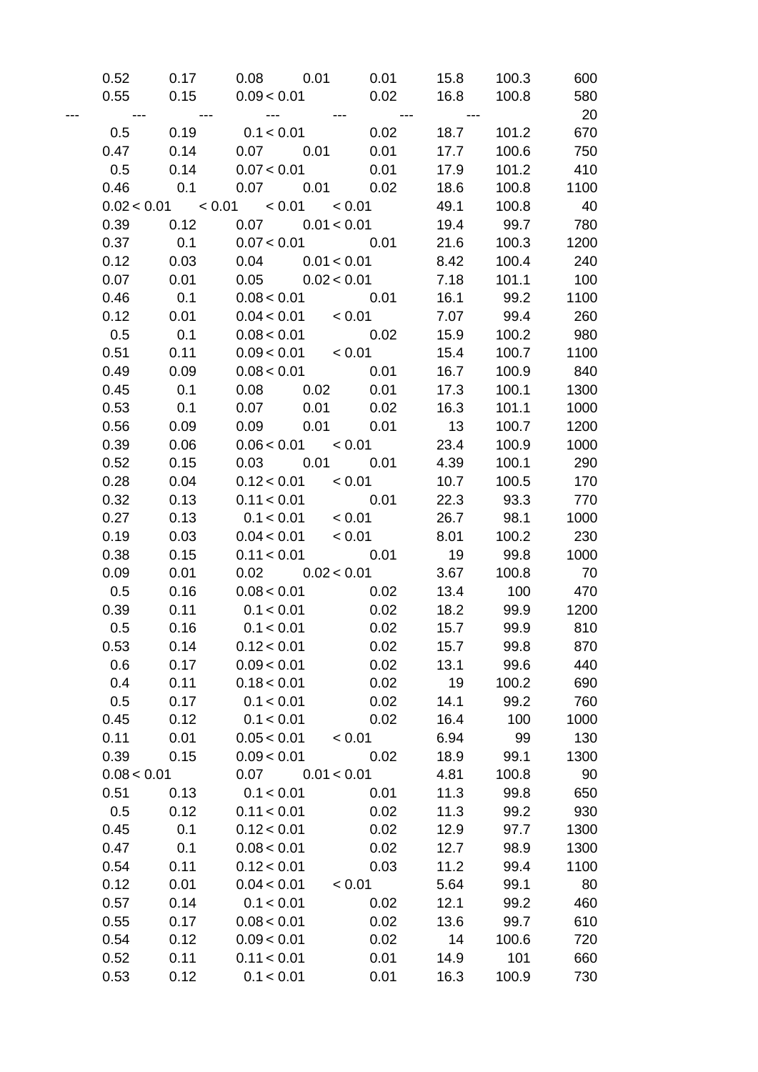| | | | | | | | |
|---|---|---|---|---|---|---|---|
| 0.52 | 0.17 | 0.08 | 0.01 | 0.01 | 15.8 | 100.3 | 600 |
| 0.55 | 0.15 | 0.09 | < 0.01 | 0.02 | 16.8 | 100.8 | 580 |
| --- | --- | --- | --- | --- | --- | --- | 20 |
| 0.5 | 0.19 | 0.1 | < 0.01 | 0.02 | 18.7 | 101.2 | 670 |
| 0.47 | 0.14 | 0.07 | 0.01 | 0.01 | 17.7 | 100.6 | 750 |
| 0.5 | 0.14 | 0.07 | < 0.01 | 0.01 | 17.9 | 101.2 | 410 |
| 0.46 | 0.1 | 0.07 | 0.01 | 0.02 | 18.6 | 100.8 | 1100 |
| 0.02 | < 0.01 | < 0.01 | < 0.01 | < 0.01 | 49.1 | 100.8 | 40 |
| 0.39 | 0.12 | 0.07 | 0.01 | < 0.01 | 19.4 | 99.7 | 780 |
| 0.37 | 0.1 | 0.07 | < 0.01 | 0.01 | 21.6 | 100.3 | 1200 |
| 0.12 | 0.03 | 0.04 | 0.01 | < 0.01 | 8.42 | 100.4 | 240 |
| 0.07 | 0.01 | 0.05 | 0.02 | < 0.01 | 7.18 | 101.1 | 100 |
| 0.46 | 0.1 | 0.08 | < 0.01 | 0.01 | 16.1 | 99.2 | 1100 |
| 0.12 | 0.01 | 0.04 | < 0.01 | < 0.01 | 7.07 | 99.4 | 260 |
| 0.5 | 0.1 | 0.08 | < 0.01 | 0.02 | 15.9 | 100.2 | 980 |
| 0.51 | 0.11 | 0.09 | < 0.01 | < 0.01 | 15.4 | 100.7 | 1100 |
| 0.49 | 0.09 | 0.08 | < 0.01 | 0.01 | 16.7 | 100.9 | 840 |
| 0.45 | 0.1 | 0.08 | 0.02 | 0.01 | 17.3 | 100.1 | 1300 |
| 0.53 | 0.1 | 0.07 | 0.01 | 0.02 | 16.3 | 101.1 | 1000 |
| 0.56 | 0.09 | 0.09 | 0.01 | 0.01 | 13 | 100.7 | 1200 |
| 0.39 | 0.06 | 0.06 | < 0.01 | < 0.01 | 23.4 | 100.9 | 1000 |
| 0.52 | 0.15 | 0.03 | 0.01 | 0.01 | 4.39 | 100.1 | 290 |
| 0.28 | 0.04 | 0.12 | < 0.01 | < 0.01 | 10.7 | 100.5 | 170 |
| 0.32 | 0.13 | 0.11 | < 0.01 | 0.01 | 22.3 | 93.3 | 770 |
| 0.27 | 0.13 | 0.1 | < 0.01 | < 0.01 | 26.7 | 98.1 | 1000 |
| 0.19 | 0.03 | 0.04 | < 0.01 | < 0.01 | 8.01 | 100.2 | 230 |
| 0.38 | 0.15 | 0.11 | < 0.01 | 0.01 | 19 | 99.8 | 1000 |
| 0.09 | 0.01 | 0.02 | 0.02 | < 0.01 | 3.67 | 100.8 | 70 |
| 0.5 | 0.16 | 0.08 | < 0.01 | 0.02 | 13.4 | 100 | 470 |
| 0.39 | 0.11 | 0.1 | < 0.01 | 0.02 | 18.2 | 99.9 | 1200 |
| 0.5 | 0.16 | 0.1 | < 0.01 | 0.02 | 15.7 | 99.9 | 810 |
| 0.53 | 0.14 | 0.12 | < 0.01 | 0.02 | 15.7 | 99.8 | 870 |
| 0.6 | 0.17 | 0.09 | < 0.01 | 0.02 | 13.1 | 99.6 | 440 |
| 0.4 | 0.11 | 0.18 | < 0.01 | 0.02 | 19 | 100.2 | 690 |
| 0.5 | 0.17 | 0.1 | < 0.01 | 0.02 | 14.1 | 99.2 | 760 |
| 0.45 | 0.12 | 0.1 | < 0.01 | 0.02 | 16.4 | 100 | 1000 |
| 0.11 | 0.01 | 0.05 | < 0.01 | < 0.01 | 6.94 | 99 | 130 |
| 0.39 | 0.15 | 0.09 | < 0.01 | 0.02 | 18.9 | 99.1 | 1300 |
| 0.08 | < 0.01 | 0.07 | 0.01 | < 0.01 | 4.81 | 100.8 | 90 |
| 0.51 | 0.13 | 0.1 | < 0.01 | 0.01 | 11.3 | 99.8 | 650 |
| 0.5 | 0.12 | 0.11 | < 0.01 | 0.02 | 11.3 | 99.2 | 930 |
| 0.45 | 0.1 | 0.12 | < 0.01 | 0.02 | 12.9 | 97.7 | 1300 |
| 0.47 | 0.1 | 0.08 | < 0.01 | 0.02 | 12.7 | 98.9 | 1300 |
| 0.54 | 0.11 | 0.12 | < 0.01 | 0.03 | 11.2 | 99.4 | 1100 |
| 0.12 | 0.01 | 0.04 | < 0.01 | < 0.01 | 5.64 | 99.1 | 80 |
| 0.57 | 0.14 | 0.1 | < 0.01 | 0.02 | 12.1 | 99.2 | 460 |
| 0.55 | 0.17 | 0.08 | < 0.01 | 0.02 | 13.6 | 99.7 | 610 |
| 0.54 | 0.12 | 0.09 | < 0.01 | 0.02 | 14 | 100.6 | 720 |
| 0.52 | 0.11 | 0.11 | < 0.01 | 0.01 | 14.9 | 101 | 660 |
| 0.53 | 0.12 | 0.1 | < 0.01 | 0.01 | 16.3 | 100.9 | 730 |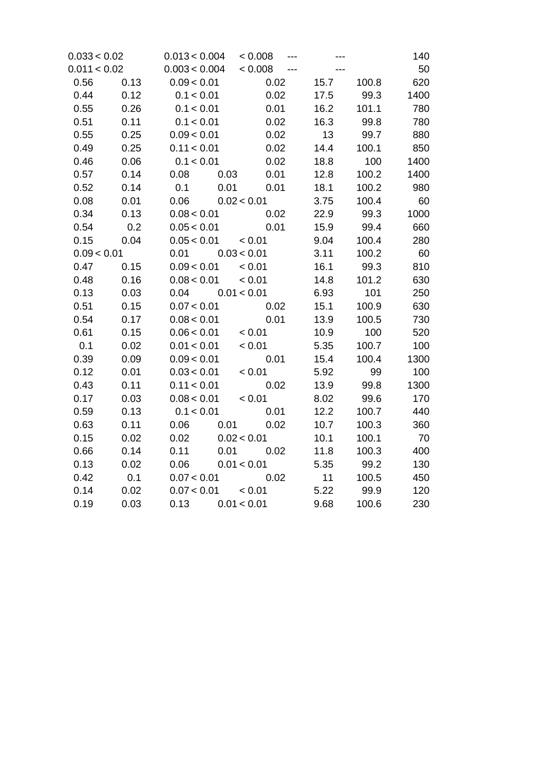| | | | | | | | |
|---|---|---|---|---|---|---|---|
| 0.033 | < 0.02 | 0.013 | < 0.004 | < 0.008 | --- | --- | 140 |
| 0.011 | < 0.02 | 0.003 | < 0.004 | < 0.008 | --- | --- | 50 |
| 0.56 | 0.13 | 0.09 | < 0.01 | 0.02 | 15.7 | 100.8 | 620 |
| 0.44 | 0.12 | 0.1 | < 0.01 | 0.02 | 17.5 | 99.3 | 1400 |
| 0.55 | 0.26 | 0.1 | < 0.01 | 0.01 | 16.2 | 101.1 | 780 |
| 0.51 | 0.11 | 0.1 | < 0.01 | 0.02 | 16.3 | 99.8 | 780 |
| 0.55 | 0.25 | 0.09 | < 0.01 | 0.02 | 13 | 99.7 | 880 |
| 0.49 | 0.25 | 0.11 | < 0.01 | 0.02 | 14.4 | 100.1 | 850 |
| 0.46 | 0.06 | 0.1 | < 0.01 | 0.02 | 18.8 | 100 | 1400 |
| 0.57 | 0.14 | 0.08 | 0.03 | 0.01 | 12.8 | 100.2 | 1400 |
| 0.52 | 0.14 | 0.1 | 0.01 | 0.01 | 18.1 | 100.2 | 980 |
| 0.08 | 0.01 | 0.06 | 0.02 | < 0.01 | 3.75 | 100.4 | 60 |
| 0.34 | 0.13 | 0.08 | < 0.01 | 0.02 | 22.9 | 99.3 | 1000 |
| 0.54 | 0.2 | 0.05 | < 0.01 | 0.01 | 15.9 | 99.4 | 660 |
| 0.15 | 0.04 | 0.05 | < 0.01 | < 0.01 | 9.04 | 100.4 | 280 |
| 0.09 | < 0.01 | 0.01 | 0.03 | < 0.01 | 3.11 | 100.2 | 60 |
| 0.47 | 0.15 | 0.09 | < 0.01 | < 0.01 | 16.1 | 99.3 | 810 |
| 0.48 | 0.16 | 0.08 | < 0.01 | < 0.01 | 14.8 | 101.2 | 630 |
| 0.13 | 0.03 | 0.04 | 0.01 | < 0.01 | 6.93 | 101 | 250 |
| 0.51 | 0.15 | 0.07 | < 0.01 | 0.02 | 15.1 | 100.9 | 630 |
| 0.54 | 0.17 | 0.08 | < 0.01 | 0.01 | 13.9 | 100.5 | 730 |
| 0.61 | 0.15 | 0.06 | < 0.01 | < 0.01 | 10.9 | 100 | 520 |
| 0.1 | 0.02 | 0.01 | < 0.01 | < 0.01 | 5.35 | 100.7 | 100 |
| 0.39 | 0.09 | 0.09 | < 0.01 | 0.01 | 15.4 | 100.4 | 1300 |
| 0.12 | 0.01 | 0.03 | < 0.01 | < 0.01 | 5.92 | 99 | 100 |
| 0.43 | 0.11 | 0.11 | < 0.01 | 0.02 | 13.9 | 99.8 | 1300 |
| 0.17 | 0.03 | 0.08 | < 0.01 | < 0.01 | 8.02 | 99.6 | 170 |
| 0.59 | 0.13 | 0.1 | < 0.01 | 0.01 | 12.2 | 100.7 | 440 |
| 0.63 | 0.11 | 0.06 | 0.01 | 0.02 | 10.7 | 100.3 | 360 |
| 0.15 | 0.02 | 0.02 | 0.02 | < 0.01 | 10.1 | 100.1 | 70 |
| 0.66 | 0.14 | 0.11 | 0.01 | 0.02 | 11.8 | 100.3 | 400 |
| 0.13 | 0.02 | 0.06 | 0.01 | < 0.01 | 5.35 | 99.2 | 130 |
| 0.42 | 0.1 | 0.07 | < 0.01 | 0.02 | 11 | 100.5 | 450 |
| 0.14 | 0.02 | 0.07 | < 0.01 | < 0.01 | 5.22 | 99.9 | 120 |
| 0.19 | 0.03 | 0.13 | 0.01 | < 0.01 | 9.68 | 100.6 | 230 |